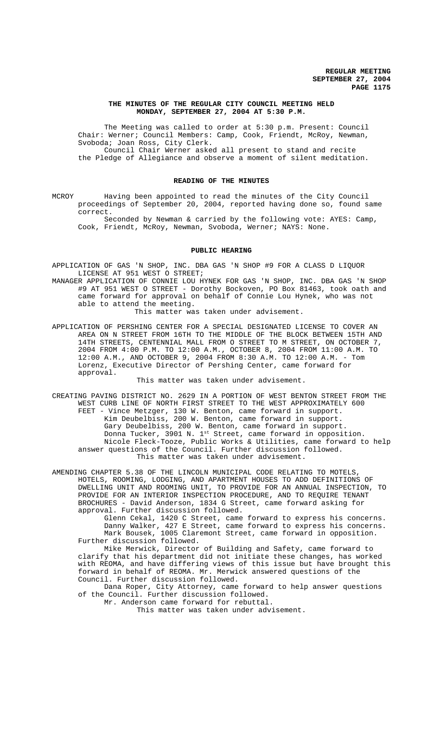**THE MINUTES OF THE REGULAR CITY COUNCIL MEETING HELD MONDAY, SEPTEMBER 27, 2004 AT 5:30 P.M.**

The Meeting was called to order at 5:30 p.m. Present: Council Chair: Werner; Council Members: Camp, Cook, Friendt, McRoy, Newman, Svoboda; Joan Ross, City Clerk.

Council Chair Werner asked all present to stand and recite the Pledge of Allegiance and observe a moment of silent meditation.

**READING OF THE MINUTES**

MCROY Having been appointed to read the minutes of the City Council proceedings of September 20, 2004, reported having done so, found same correct.

Seconded by Newman & carried by the following vote: AYES: Camp, Cook, Friendt, McRoy, Newman, Svoboda, Werner; NAYS: None.

**PUBLIC HEARING**

APPLICATION OF GAS 'N SHOP, INC. DBA GAS 'N SHOP #9 FOR A CLASS D LIQUOR LICENSE AT 951 WEST O STREET;

MANAGER APPLICATION OF CONNIE LOU HYNEK FOR GAS 'N SHOP, INC. DBA GAS 'N SHOP #9 AT 951 WEST O STREET - Dorothy Bockoven, PO Box 81463, took oath and came forward for approval on behalf of Connie Lou Hynek, who was not able to attend the meeting.

This matter was taken under advisement.

APPLICATION OF PERSHING CENTER FOR A SPECIAL DESIGNATED LICENSE TO COVER AN AREA ON N STREET FROM 16TH TO THE MIDDLE OF THE BLOCK BETWEEN 15TH AND 14TH STREETS, CENTENNIAL MALL FROM O STREET TO M STREET, ON OCTOBER 7, 2004 FROM 4:00 P.M. TO 12:00 A.M., OCTOBER 8, 2004 FROM 11:00 A.M. TO 12:00 A.M., AND OCTOBER 9, 2004 FROM 8:30 A.M. TO 12:00 A.M. - Tom Lorenz, Executive Director of Pershing Center, came forward for approval.

This matter was taken under advisement.

CREATING PAVING DISTRICT NO. 2629 IN A PORTION OF WEST BENTON STREET FROM THE WEST CURB LINE OF NORTH FIRST STREET TO THE WEST APPROXIMATELY 600 FEET - Vince Metzger, 130 W. Benton, came forward in support.

Kim Deubelbiss, 200 W. Benton, came forward in support.

Gary Deubelbiss, 200 W. Benton, came forward in support.

Donna Tucker, 3901 N. 1st Street, came forward in opposition.

Nicole Fleck-Tooze, Public Works & Utilities, came forward to help answer questions of the Council. Further discussion followed.

This matter was taken under advisement.

AMENDING CHAPTER 5.38 OF THE LINCOLN MUNICIPAL CODE RELATING TO MOTELS, HOTELS, ROOMING, LODGING, AND APARTMENT HOUSES TO ADD DEFINITIONS OF DWELLING UNIT AND ROOMING UNIT, TO PROVIDE FOR AN ANNUAL INSPECTION, TO PROVIDE FOR AN INTERIOR INSPECTION PROCEDURE, AND TO REQUIRE TENANT BROCHURES - David Anderson, 1834 G Street, came forward asking for approval. Further discussion followed.

Glenn Cekal, 1420 C Street, came forward to express his concerns.

Danny Walker, 427 E Street, came forward to express his concerns.

Mark Bousek, 1005 Claremont Street, came forward in opposition. Further discussion followed.

Mike Merwick, Director of Building and Safety, came forward to clarify that his department did not initiate these changes, has worked with REOMA, and have differing views of this issue but have brought this forward in behalf of REOMA. Mr. Merwick answered questions of the Council. Further discussion followed.

Dana Roper, City Attorney, came forward to help answer questions of the Council. Further discussion followed.

Mr. Anderson came forward for rebuttal.

This matter was taken under advisement.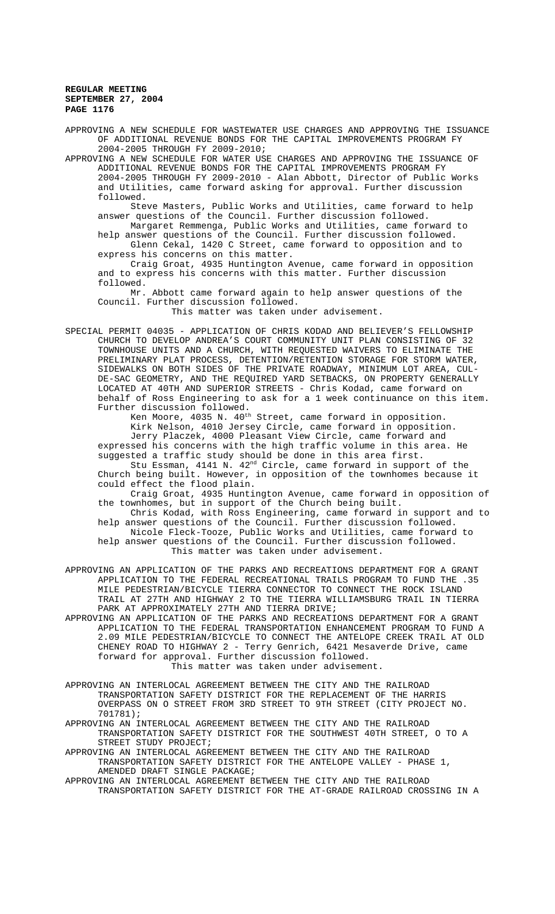APPROVING A NEW SCHEDULE FOR WASTEWATER USE CHARGES AND APPROVING THE ISSUANCE OF ADDITIONAL REVENUE BONDS FOR THE CAPITAL IMPROVEMENTS PROGRAM FY 2004-2005 THROUGH FY 2009-2010;

APPROVING A NEW SCHEDULE FOR WATER USE CHARGES AND APPROVING THE ISSUANCE OF ADDITIONAL REVENUE BONDS FOR THE CAPITAL IMPROVEMENTS PROGRAM FY 2004-2005 THROUGH FY 2009-2010 - Alan Abbott, Director of Public Works and Utilities, came forward asking for approval. Further discussion followed.

Steve Masters, Public Works and Utilities, came forward to help answer questions of the Council. Further discussion followed.

Margaret Remmenga, Public Works and Utilities, came forward to help answer questions of the Council. Further discussion followed.

Glenn Cekal, 1420 C Street, came forward to opposition and to express his concerns on this matter.

Craig Groat, 4935 Huntington Avenue, came forward in opposition and to express his concerns with this matter. Further discussion followed.

Mr. Abbott came forward again to help answer questions of the Council. Further discussion followed.

This matter was taken under advisement.

SPECIAL PERMIT 04035 - APPLICATION OF CHRIS KODAD AND BELIEVER'S FELLOWSHIP CHURCH TO DEVELOP ANDREA'S COURT COMMUNITY UNIT PLAN CONSISTING OF 32 TOWNHOUSE UNITS AND A CHURCH, WITH REQUESTED WAIVERS TO ELIMINATE THE PRELIMINARY PLAT PROCESS, DETENTION/RETENTION STORAGE FOR STORM WATER, SIDEWALKS ON BOTH SIDES OF THE PRIVATE ROADWAY, MINIMUM LOT AREA, CUL-DE-SAC GEOMETRY, AND THE REQUIRED YARD SETBACKS, ON PROPERTY GENERALLY LOCATED AT 40TH AND SUPERIOR STREETS - Chris Kodad, came forward on behalf of Ross Engineering to ask for a 1 week continuance on this item. Further discussion followed.

Ken Moore, 4035 N. 40th Street, came forward in opposition.

Kirk Nelson, 4010 Jersey Circle, came forward in opposition.

Jerry Placzek, 4000 Pleasant View Circle, came forward and expressed his concerns with the high traffic volume in this area. He suggested a traffic study should be done in this area first.

Stu Essman, 4141 N. 42nd Circle, came forward in support of the Church being built. However, in opposition of the townhomes because it could effect the flood plain.

Craig Groat, 4935 Huntington Avenue, came forward in opposition of the townhomes, but in support of the Church being built.

Chris Kodad, with Ross Engineering, came forward in support and to help answer questions of the Council. Further discussion followed.

Nicole Fleck-Tooze, Public Works and Utilities, came forward to help answer questions of the Council. Further discussion followed.

This matter was taken under advisement.

APPROVING AN APPLICATION OF THE PARKS AND RECREATIONS DEPARTMENT FOR A GRANT APPLICATION TO THE FEDERAL RECREATIONAL TRAILS PROGRAM TO FUND THE .35 MILE PEDESTRIAN/BICYCLE TIERRA CONNECTOR TO CONNECT THE ROCK ISLAND TRAIL AT 27TH AND HIGHWAY 2 TO THE TIERRA WILLIAMSBURG TRAIL IN TIERRA PARK AT APPROXIMATELY 27TH AND TIERRA DRIVE;

APPROVING AN APPLICATION OF THE PARKS AND RECREATIONS DEPARTMENT FOR A GRANT APPLICATION TO THE FEDERAL TRANSPORTATION ENHANCEMENT PROGRAM TO FUND A 2.09 MILE PEDESTRIAN/BICYCLE TO CONNECT THE ANTELOPE CREEK TRAIL AT OLD CHENEY ROAD TO HIGHWAY 2 - Terry Genrich, 6421 Mesaverde Drive, came forward for approval. Further discussion followed.

This matter was taken under advisement.

APPROVING AN INTERLOCAL AGREEMENT BETWEEN THE CITY AND THE RAILROAD TRANSPORTATION SAFETY DISTRICT FOR THE REPLACEMENT OF THE HARRIS OVERPASS ON O STREET FROM 3RD STREET TO 9TH STREET (CITY PROJECT NO. 701781);

APPROVING AN INTERLOCAL AGREEMENT BETWEEN THE CITY AND THE RAILROAD TRANSPORTATION SAFETY DISTRICT FOR THE SOUTHWEST 40TH STREET, O TO A STREET STUDY PROJECT;

APPROVING AN INTERLOCAL AGREEMENT BETWEEN THE CITY AND THE RAILROAD TRANSPORTATION SAFETY DISTRICT FOR THE ANTELOPE VALLEY - PHASE 1, AMENDED DRAFT SINGLE PACKAGE;

APPROVING AN INTERLOCAL AGREEMENT BETWEEN THE CITY AND THE RAILROAD TRANSPORTATION SAFETY DISTRICT FOR THE AT-GRADE RAILROAD CROSSING IN A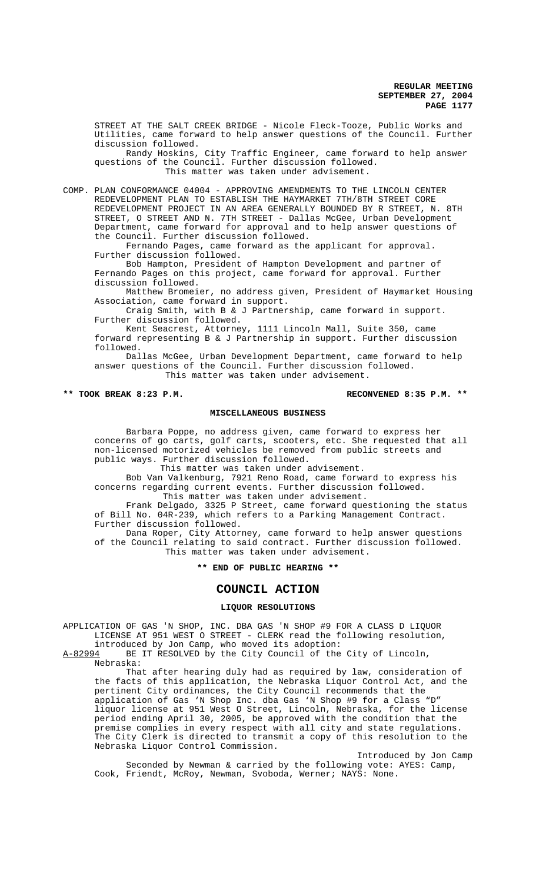STREET AT THE SALT CREEK BRIDGE - Nicole Fleck-Tooze, Public Works and Utilities, came forward to help answer questions of the Council. Further discussion followed.

Randy Hoskins, City Traffic Engineer, came forward to help answer questions of the Council. Further discussion followed.

This matter was taken under advisement.

COMP. PLAN CONFORMANCE 04004 - APPROVING AMENDMENTS TO THE LINCOLN CENTER REDEVELOPMENT PLAN TO ESTABLISH THE HAYMARKET 7TH/8TH STREET CORE REDEVELOPMENT PROJECT IN AN AREA GENERALLY BOUNDED BY R STREET, N. 8TH STREET, O STREET AND N. 7TH STREET - Dallas McGee, Urban Development Department, came forward for approval and to help answer questions of the Council. Further discussion followed.

Fernando Pages, came forward as the applicant for approval. Further discussion followed.

Bob Hampton, President of Hampton Development and partner of Fernando Pages on this project, came forward for approval. Further discussion followed.

Matthew Bromeier, no address given, President of Haymarket Housing Association, came forward in support.

Craig Smith, with B & J Partnership, came forward in support. Further discussion followed.

Kent Seacrest, Attorney, 1111 Lincoln Mall, Suite 350, came forward representing B & J Partnership in support. Further discussion followed.

Dallas McGee, Urban Development Department, came forward to help answer questions of the Council. Further discussion followed.

This matter was taken under advisement.

**\*\* TOOK BREAK 8:23 P.M. RECONVENED 8:35 P.M. \*\***

**MISCELLANEOUS BUSINESS**

Barbara Poppe, no address given, came forward to express her concerns of go carts, golf carts, scooters, etc. She requested that all non-licensed motorized vehicles be removed from public streets and public ways. Further discussion followed.

This matter was taken under advisement.

Bob Van Valkenburg, 7921 Reno Road, came forward to express his concerns regarding current events. Further discussion followed.

This matter was taken under advisement.

Frank Delgado, 3325 P Street, came forward questioning the status of Bill No. 04R-239, which refers to a Parking Management Contract. Further discussion followed.

Dana Roper, City Attorney, came forward to help answer questions of the Council relating to said contract. Further discussion followed.

This matter was taken under advisement.

**\*\* END OF PUBLIC HEARING \*\***

## COUNCIL ACTION

**LIQUOR RESOLUTIONS**

APPLICATION OF GAS 'N SHOP, INC. DBA GAS 'N SHOP #9 FOR A CLASS D LIQUOR LICENSE AT 951 WEST O STREET - CLERK read the following resolution, introduced by Jon Camp, who moved its adoption:

A-82994 BE IT RESOLVED by the City Council of the City of Lincoln, Nebraska:

That after hearing duly had as required by law, consideration of the facts of this application, the Nebraska Liquor Control Act, and the pertinent City ordinances, the City Council recommends that the application of Gas 'N Shop Inc. dba Gas 'N Shop #9 for a Class "D" liquor license at 951 West O Street, Lincoln, Nebraska, for the license period ending April 30, 2005, be approved with the condition that the premise complies in every respect with all city and state regulations. The City Clerk is directed to transmit a copy of this resolution to the Nebraska Liquor Control Commission.

Introduced by Jon Camp

Seconded by Newman & carried by the following vote: AYES: Camp, Cook, Friendt, McRoy, Newman, Svoboda, Werner; NAYS: None.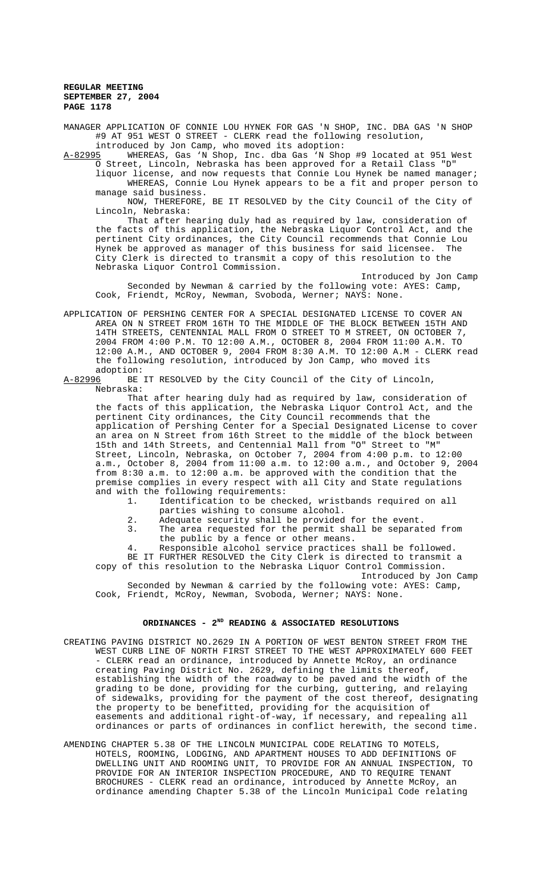MANAGER APPLICATION OF CONNIE LOU HYNEK FOR GAS 'N SHOP, INC. DBA GAS 'N SHOP #9 AT 951 WEST O STREET - CLERK read the following resolution, introduced by Jon Camp, who moved its adoption:

A-82995 WHEREAS, Gas 'N Shop, Inc. dba Gas 'N Shop #9 located at 951 West O Street, Lincoln, Nebraska has been approved for a Retail Class "D" liquor license, and now requests that Connie Lou Hynek be named manager;

WHEREAS, Connie Lou Hynek appears to be a fit and proper person to manage said business.

NOW, THEREFORE, BE IT RESOLVED by the City Council of the City of Lincoln, Nebraska:

That after hearing duly had as required by law, consideration of the facts of this application, the Nebraska Liquor Control Act, and the pertinent City ordinances, the City Council recommends that Connie Lou Hynek be approved as manager of this business for said licensee. The City Clerk is directed to transmit a copy of this resolution to the Nebraska Liquor Control Commission.

Introduced by Jon Camp

Seconded by Newman & carried by the following vote: AYES: Camp, Cook, Friendt, McRoy, Newman, Svoboda, Werner; NAYS: None.

APPLICATION OF PERSHING CENTER FOR A SPECIAL DESIGNATED LICENSE TO COVER AN AREA ON N STREET FROM 16TH TO THE MIDDLE OF THE BLOCK BETWEEN 15TH AND 14TH STREETS, CENTENNIAL MALL FROM O STREET TO M STREET, ON OCTOBER 7, 2004 FROM 4:00 P.M. TO 12:00 A.M., OCTOBER 8, 2004 FROM 11:00 A.M. TO 12:00 A.M., AND OCTOBER 9, 2004 FROM 8:30 A.M. TO 12:00 A.M - CLERK read the following resolution, introduced by Jon Camp, who moved its adoption:

A-82996 BE IT RESOLVED by the City Council of the City of Lincoln, Nebraska:

That after hearing duly had as required by law, consideration of the facts of this application, the Nebraska Liquor Control Act, and the pertinent City ordinances, the City Council recommends that the application of Pershing Center for a Special Designated License to cover an area on N Street from 16th Street to the middle of the block between 15th and 14th Streets, and Centennial Mall from "O" Street to "M" Street, Lincoln, Nebraska, on October 7, 2004 from 4:00 p.m. to 12:00 a.m., October 8, 2004 from 11:00 a.m. to 12:00 a.m., and October 9, 2004 from 8:30 a.m. to 12:00 a.m. be approved with the condition that the premise complies in every respect with all City and State regulations and with the following requirements:

1. Identification to be checked, wristbands required on all parties wishing to consume alcohol.
2. Adequate security shall be provided for the event.
3. The area requested for the permit shall be separated from the public by a fence or other means.
4. Responsible alcohol service practices shall be followed.

BE IT FURTHER RESOLVED the City Clerk is directed to transmit a copy of this resolution to the Nebraska Liquor Control Commission.

Introduced by Jon Camp

Seconded by Newman & carried by the following vote: AYES: Camp, Cook, Friendt, McRoy, Newman, Svoboda, Werner; NAYS: None.

## ORDINANCES - 2ND READING & ASSOCIATED RESOLUTIONS

CREATING PAVING DISTRICT NO.2629 IN A PORTION OF WEST BENTON STREET FROM THE WEST CURB LINE OF NORTH FIRST STREET TO THE WEST APPROXIMATELY 600 FEET - CLERK read an ordinance, introduced by Annette McRoy, an ordinance creating Paving District No. 2629, defining the limits thereof, establishing the width of the roadway to be paved and the width of the grading to be done, providing for the curbing, guttering, and relaying of sidewalks, providing for the payment of the cost thereof, designating the property to be benefitted, providing for the acquisition of easements and additional right-of-way, if necessary, and repealing all ordinances or parts of ordinances in conflict herewith, the second time.

AMENDING CHAPTER 5.38 OF THE LINCOLN MUNICIPAL CODE RELATING TO MOTELS, HOTELS, ROOMING, LODGING, AND APARTMENT HOUSES TO ADD DEFINITIONS OF DWELLING UNIT AND ROOMING UNIT, TO PROVIDE FOR AN ANNUAL INSPECTION, TO PROVIDE FOR AN INTERIOR INSPECTION PROCEDURE, AND TO REQUIRE TENANT BROCHURES - CLERK read an ordinance, introduced by Annette McRoy, an ordinance amending Chapter 5.38 of the Lincoln Municipal Code relating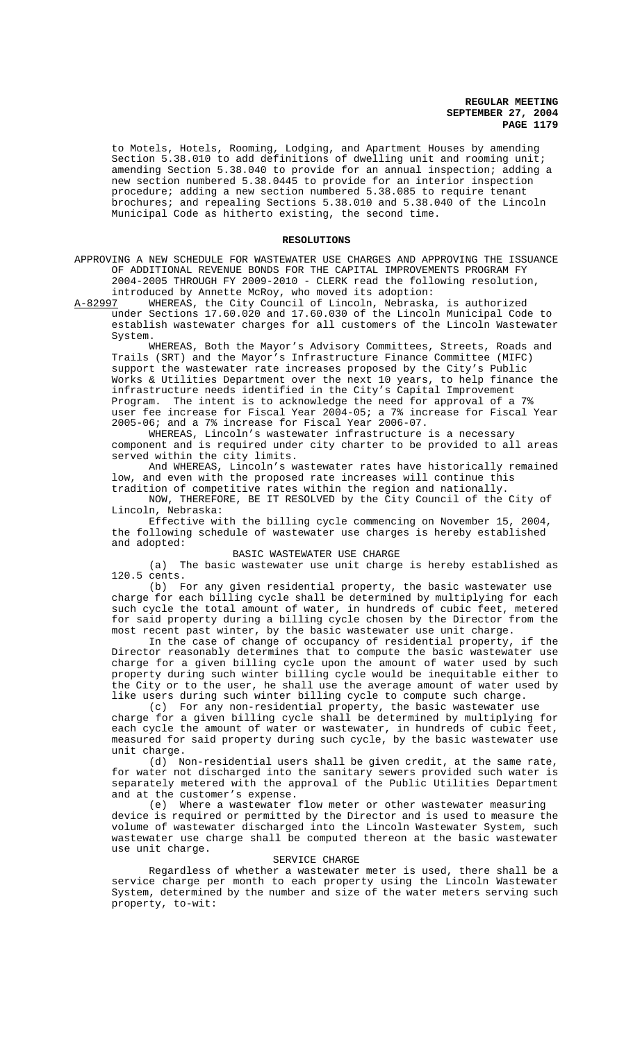to Motels, Hotels, Rooming, Lodging, and Apartment Houses by amending Section 5.38.010 to add definitions of dwelling unit and rooming unit; amending Section 5.38.040 to provide for an annual inspection; adding a new section numbered 5.38.0445 to provide for an interior inspection procedure; adding a new section numbered 5.38.085 to require tenant brochures; and repealing Sections 5.38.010 and 5.38.040 of the Lincoln Municipal Code as hitherto existing, the second time.

## RESOLUTIONS

APPROVING A NEW SCHEDULE FOR WASTEWATER USE CHARGES AND APPROVING THE ISSUANCE OF ADDITIONAL REVENUE BONDS FOR THE CAPITAL IMPROVEMENTS PROGRAM FY 2004-2005 THROUGH FY 2009-2010 - CLERK read the following resolution, introduced by Annette McRoy, who moved its adoption:

A-82997 WHEREAS, the City Council of Lincoln, Nebraska, is authorized under Sections 17.60.020 and 17.60.030 of the Lincoln Municipal Code to establish wastewater charges for all customers of the Lincoln Wastewater System.

WHEREAS, Both the Mayor's Advisory Committees, Streets, Roads and Trails (SRT) and the Mayor's Infrastructure Finance Committee (MIFC) support the wastewater rate increases proposed by the City's Public Works & Utilities Department over the next 10 years, to help finance the infrastructure needs identified in the City's Capital Improvement Program. The intent is to acknowledge the need for approval of a 7% user fee increase for Fiscal Year 2004-05; a 7% increase for Fiscal Year 2005-06; and a 7% increase for Fiscal Year 2006-07.

WHEREAS, Lincoln's wastewater infrastructure is a necessary component and is required under city charter to be provided to all areas served within the city limits.

And WHEREAS, Lincoln's wastewater rates have historically remained low, and even with the proposed rate increases will continue this tradition of competitive rates within the region and nationally.

NOW, THEREFORE, BE IT RESOLVED by the City Council of the City of Lincoln, Nebraska:

Effective with the billing cycle commencing on November 15, 2004, the following schedule of wastewater use charges is hereby established and adopted:

BASIC WASTEWATER USE CHARGE

(a) The basic wastewater use unit charge is hereby established as 120.5 cents.

(b) For any given residential property, the basic wastewater use charge for each billing cycle shall be determined by multiplying for each such cycle the total amount of water, in hundreds of cubic feet, metered for said property during a billing cycle chosen by the Director from the most recent past winter, by the basic wastewater use unit charge.

In the case of change of occupancy of residential property, if the Director reasonably determines that to compute the basic wastewater use charge for a given billing cycle upon the amount of water used by such property during such winter billing cycle would be inequitable either to the City or to the user, he shall use the average amount of water used by like users during such winter billing cycle to compute such charge.

(c) For any non-residential property, the basic wastewater use charge for a given billing cycle shall be determined by multiplying for each cycle the amount of water or wastewater, in hundreds of cubic feet, measured for said property during such cycle, by the basic wastewater use unit charge.

(d) Non-residential users shall be given credit, at the same rate, for water not discharged into the sanitary sewers provided such water is separately metered with the approval of the Public Utilities Department and at the customer's expense.

(e) Where a wastewater flow meter or other wastewater measuring device is required or permitted by the Director and is used to measure the volume of wastewater discharged into the Lincoln Wastewater System, such wastewater use charge shall be computed thereon at the basic wastewater use unit charge.

SERVICE CHARGE

Regardless of whether a wastewater meter is used, there shall be a service charge per month to each property using the Lincoln Wastewater System, determined by the number and size of the water meters serving such property, to-wit: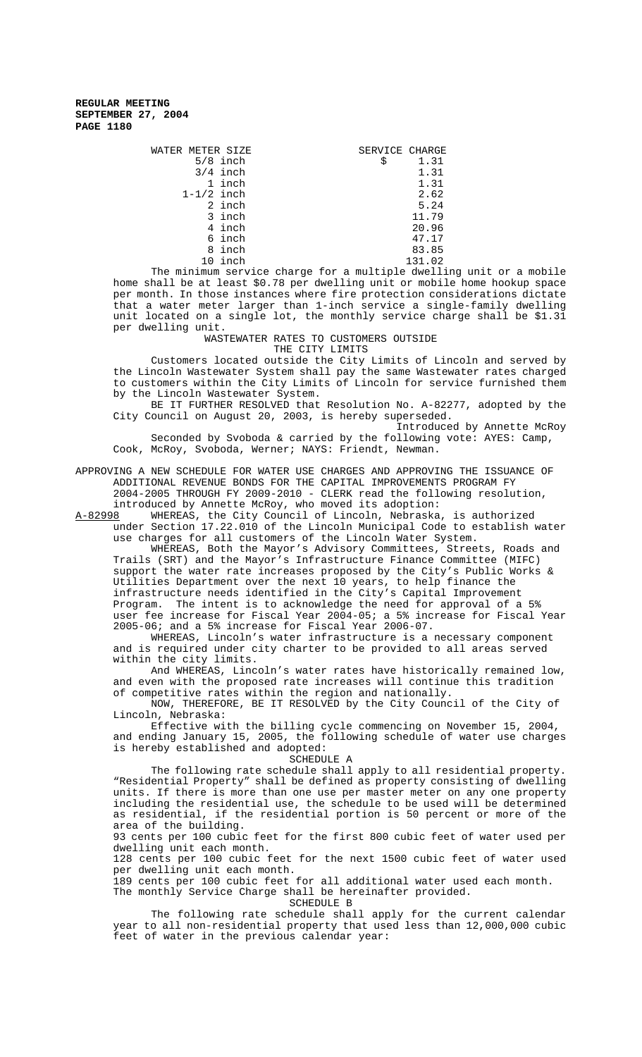| WATER METER SIZE | SERVICE CHARGE |
|---|---|
| 5/8 inch | $ 1.31 |
| 3/4 inch | 1.31 |
| 1 inch | 1.31 |
| 1-1/2 inch | 2.62 |
| 2 inch | 5.24 |
| 3 inch | 11.79 |
| 4 inch | 20.96 |
| 6 inch | 47.17 |
| 8 inch | 83.85 |
| 10 inch | 131.02 |

The minimum service charge for a multiple dwelling unit or a mobile home shall be at least $0.78 per dwelling unit or mobile home hookup space per month. In those instances where fire protection considerations dictate that a water meter larger than 1-inch service a single-family dwelling unit located on a single lot, the monthly service charge shall be $1.31 per dwelling unit.

WASTEWATER RATES TO CUSTOMERS OUTSIDE
THE CITY LIMITS

Customers located outside the City Limits of Lincoln and served by the Lincoln Wastewater System shall pay the same Wastewater rates charged to customers within the City Limits of Lincoln for service furnished them by the Lincoln Wastewater System.

BE IT FURTHER RESOLVED that Resolution No. A-82277, adopted by the City Council on August 20, 2003, is hereby superseded.

Introduced by Annette McRoy

Seconded by Svoboda & carried by the following vote: AYES: Camp, Cook, McRoy, Svoboda, Werner; NAYS: Friendt, Newman.

APPROVING A NEW SCHEDULE FOR WATER USE CHARGES AND APPROVING THE ISSUANCE OF ADDITIONAL REVENUE BONDS FOR THE CAPITAL IMPROVEMENTS PROGRAM FY 2004-2005 THROUGH FY 2009-2010 - CLERK read the following resolution, introduced by Annette McRoy, who moved its adoption:

A-82998 WHEREAS, the City Council of Lincoln, Nebraska, is authorized under Section 17.22.010 of the Lincoln Municipal Code to establish water use charges for all customers of the Lincoln Water System.

WHEREAS, Both the Mayor's Advisory Committees, Streets, Roads and Trails (SRT) and the Mayor's Infrastructure Finance Committee (MIFC) support the water rate increases proposed by the City's Public Works & Utilities Department over the next 10 years, to help finance the infrastructure needs identified in the City's Capital Improvement Program. The intent is to acknowledge the need for approval of a 5% user fee increase for Fiscal Year 2004-05; a 5% increase for Fiscal Year 2005-06; and a 5% increase for Fiscal Year 2006-07.

WHEREAS, Lincoln's water infrastructure is a necessary component and is required under city charter to be provided to all areas served within the city limits.

And WHEREAS, Lincoln's water rates have historically remained low, and even with the proposed rate increases will continue this tradition of competitive rates within the region and nationally.

NOW, THEREFORE, BE IT RESOLVED by the City Council of the City of Lincoln, Nebraska:

Effective with the billing cycle commencing on November 15, 2004, and ending January 15, 2005, the following schedule of water use charges is hereby established and adopted:

SCHEDULE A

The following rate schedule shall apply to all residential property. "Residential Property" shall be defined as property consisting of dwelling units. If there is more than one use per master meter on any one property including the residential use, the schedule to be used will be determined as residential, if the residential portion is 50 percent or more of the area of the building.

93 cents per 100 cubic feet for the first 800 cubic feet of water used per dwelling unit each month.

128 cents per 100 cubic feet for the next 1500 cubic feet of water used per dwelling unit each month.

189 cents per 100 cubic feet for all additional water used each month.

The monthly Service Charge shall be hereinafter provided.

SCHEDULE B

The following rate schedule shall apply for the current calendar year to all non-residential property that used less than 12,000,000 cubic feet of water in the previous calendar year: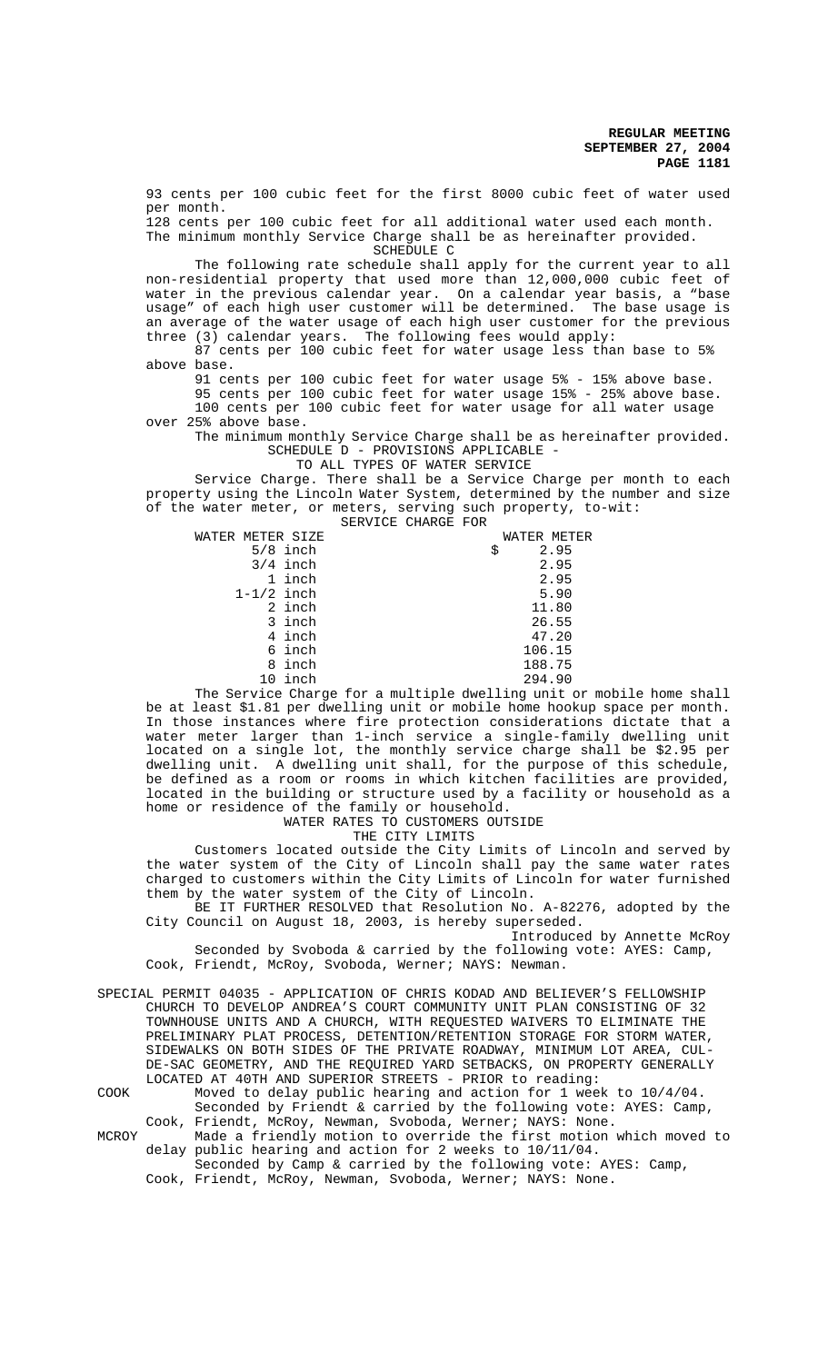93 cents per 100 cubic feet for the first 8000 cubic feet of water used per month.

128 cents per 100 cubic feet for all additional water used each month.

The minimum monthly Service Charge shall be as hereinafter provided.

SCHEDULE C

The following rate schedule shall apply for the current year to all non-residential property that used more than 12,000,000 cubic feet of water in the previous calendar year. On a calendar year basis, a "base usage" of each high user customer will be determined. The base usage is an average of the water usage of each high user customer for the previous three (3) calendar years. The following fees would apply:

87 cents per 100 cubic feet for water usage less than base to 5% above base.

91 cents per 100 cubic feet for water usage 5% - 15% above base.

95 cents per 100 cubic feet for water usage 15% - 25% above base.

100 cents per 100 cubic feet for water usage for all water usage over 25% above base.

The minimum monthly Service Charge shall be as hereinafter provided.

SCHEDULE D - PROVISIONS APPLICABLE -
TO ALL TYPES OF WATER SERVICE

Service Charge. There shall be a Service Charge per month to each property using the Lincoln Water System, determined by the number and size of the water meter, or meters, serving such property, to-wit:

| WATER METER SIZE | SERVICE CHARGE FOR WATER METER |
|---|---|
| 5/8 inch | $ 2.95 |
| 3/4 inch | 2.95 |
| 1 inch | 2.95 |
| 1-1/2 inch | 5.90 |
| 2 inch | 11.80 |
| 3 inch | 26.55 |
| 4 inch | 47.20 |
| 6 inch | 106.15 |
| 8 inch | 188.75 |
| 10 inch | 294.90 |

The Service Charge for a multiple dwelling unit or mobile home shall be at least $1.81 per dwelling unit or mobile home hookup space per month. In those instances where fire protection considerations dictate that a water meter larger than 1-inch service a single-family dwelling unit located on a single lot, the monthly service charge shall be $2.95 per dwelling unit. A dwelling unit shall, for the purpose of this schedule, be defined as a room or rooms in which kitchen facilities are provided, located in the building or structure used by a facility or household as a home or residence of the family or household.

WATER RATES TO CUSTOMERS OUTSIDE
THE CITY LIMITS

Customers located outside the City Limits of Lincoln and served by the water system of the City of Lincoln shall pay the same water rates charged to customers within the City Limits of Lincoln for water furnished them by the water system of the City of Lincoln.

BE IT FURTHER RESOLVED that Resolution No. A-82276, adopted by the City Council on August 18, 2003, is hereby superseded.

Introduced by Annette McRoy

Seconded by Svoboda & carried by the following vote: AYES: Camp, Cook, Friendt, McRoy, Svoboda, Werner; NAYS: Newman.

SPECIAL PERMIT 04035 - APPLICATION OF CHRIS KODAD AND BELIEVER'S FELLOWSHIP CHURCH TO DEVELOP ANDREA'S COURT COMMUNITY UNIT PLAN CONSISTING OF 32 TOWNHOUSE UNITS AND A CHURCH, WITH REQUESTED WAIVERS TO ELIMINATE THE PRELIMINARY PLAT PROCESS, DETENTION/RETENTION STORAGE FOR STORM WATER, SIDEWALKS ON BOTH SIDES OF THE PRIVATE ROADWAY, MINIMUM LOT AREA, CUL-DE-SAC GEOMETRY, AND THE REQUIRED YARD SETBACKS, ON PROPERTY GENERALLY LOCATED AT 40TH AND SUPERIOR STREETS - PRIOR to reading:

COOK Moved to delay public hearing and action for 1 week to 10/4/04.
Seconded by Friendt & carried by the following vote: AYES: Camp, Cook, Friendt, McRoy, Newman, Svoboda, Werner; NAYS: None.

MCROY Made a friendly motion to override the first motion which moved to delay public hearing and action for 2 weeks to 10/11/04.
Seconded by Camp & carried by the following vote: AYES: Camp, Cook, Friendt, McRoy, Newman, Svoboda, Werner; NAYS: None.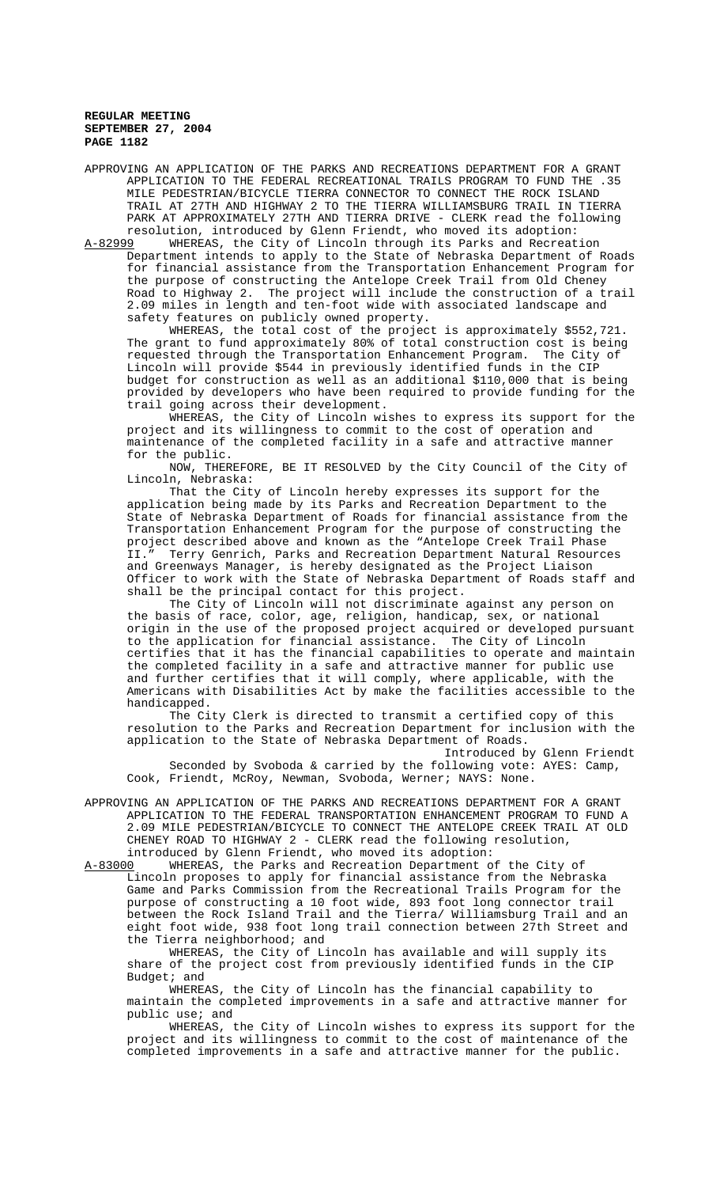APPROVING AN APPLICATION OF THE PARKS AND RECREATIONS DEPARTMENT FOR A GRANT APPLICATION TO THE FEDERAL RECREATIONAL TRAILS PROGRAM TO FUND THE .35 MILE PEDESTRIAN/BICYCLE TIERRA CONNECTOR TO CONNECT THE ROCK ISLAND TRAIL AT 27TH AND HIGHWAY 2 TO THE TIERRA WILLIAMSBURG TRAIL IN TIERRA PARK AT APPROXIMATELY 27TH AND TIERRA DRIVE - CLERK read the following resolution, introduced by Glenn Friendt, who moved its adoption:

A-82999 WHEREAS, the City of Lincoln through its Parks and Recreation Department intends to apply to the State of Nebraska Department of Roads for financial assistance from the Transportation Enhancement Program for the purpose of constructing the Antelope Creek Trail from Old Cheney Road to Highway 2. The project will include the construction of a trail 2.09 miles in length and ten-foot wide with associated landscape and safety features on publicly owned property.

WHEREAS, the total cost of the project is approximately $552,721. The grant to fund approximately 80% of total construction cost is being requested through the Transportation Enhancement Program. The City of Lincoln will provide $544 in previously identified funds in the CIP budget for construction as well as an additional $110,000 that is being provided by developers who have been required to provide funding for the trail going across their development.

WHEREAS, the City of Lincoln wishes to express its support for the project and its willingness to commit to the cost of operation and maintenance of the completed facility in a safe and attractive manner for the public.

NOW, THEREFORE, BE IT RESOLVED by the City Council of the City of Lincoln, Nebraska:

That the City of Lincoln hereby expresses its support for the application being made by its Parks and Recreation Department to the State of Nebraska Department of Roads for financial assistance from the Transportation Enhancement Program for the purpose of constructing the project described above and known as the "Antelope Creek Trail Phase II." Terry Genrich, Parks and Recreation Department Natural Resources and Greenways Manager, is hereby designated as the Project Liaison Officer to work with the State of Nebraska Department of Roads staff and shall be the principal contact for this project.

The City of Lincoln will not discriminate against any person on the basis of race, color, age, religion, handicap, sex, or national origin in the use of the proposed project acquired or developed pursuant to the application for financial assistance. The City of Lincoln certifies that it has the financial capabilities to operate and maintain the completed facility in a safe and attractive manner for public use and further certifies that it will comply, where applicable, with the Americans with Disabilities Act by make the facilities accessible to the handicapped.

The City Clerk is directed to transmit a certified copy of this resolution to the Parks and Recreation Department for inclusion with the application to the State of Nebraska Department of Roads.

Introduced by Glenn Friendt

Seconded by Svoboda & carried by the following vote: AYES: Camp, Cook, Friendt, McRoy, Newman, Svoboda, Werner; NAYS: None.

APPROVING AN APPLICATION OF THE PARKS AND RECREATIONS DEPARTMENT FOR A GRANT APPLICATION TO THE FEDERAL TRANSPORTATION ENHANCEMENT PROGRAM TO FUND A 2.09 MILE PEDESTRIAN/BICYCLE TO CONNECT THE ANTELOPE CREEK TRAIL AT OLD CHENEY ROAD TO HIGHWAY 2 - CLERK read the following resolution, introduced by Glenn Friendt, who moved its adoption:

A-83000 WHEREAS, the Parks and Recreation Department of the City of Lincoln proposes to apply for financial assistance from the Nebraska Game and Parks Commission from the Recreational Trails Program for the purpose of constructing a 10 foot wide, 893 foot long connector trail between the Rock Island Trail and the Tierra/ Williamsburg Trail and an eight foot wide, 938 foot long trail connection between 27th Street and the Tierra neighborhood; and

WHEREAS, the City of Lincoln has available and will supply its share of the project cost from previously identified funds in the CIP Budget; and

WHEREAS, the City of Lincoln has the financial capability to maintain the completed improvements in a safe and attractive manner for public use; and

WHEREAS, the City of Lincoln wishes to express its support for the project and its willingness to commit to the cost of maintenance of the completed improvements in a safe and attractive manner for the public.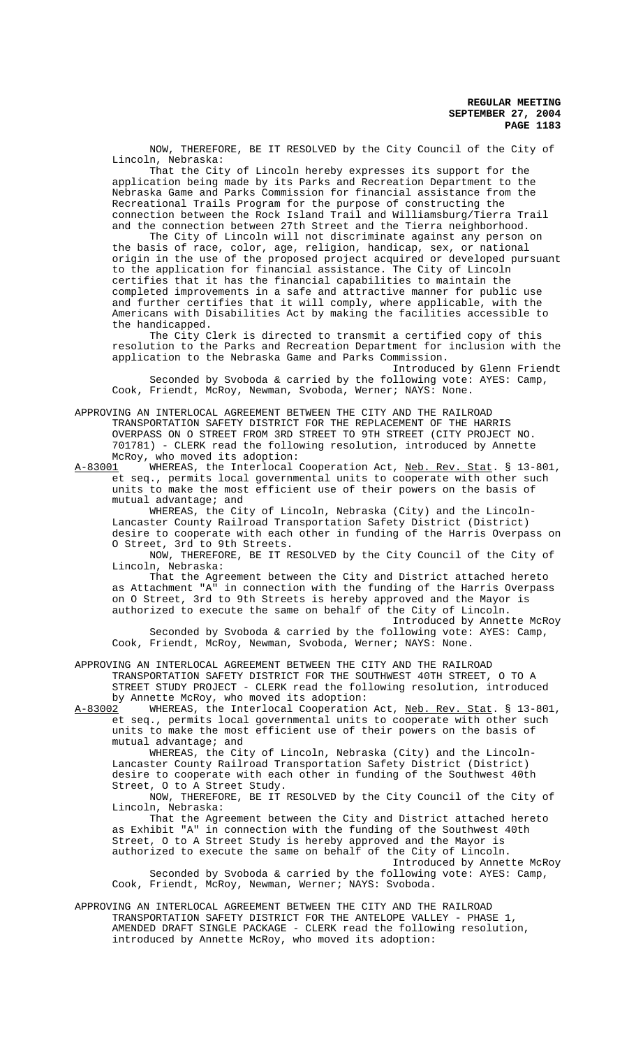NOW, THEREFORE, BE IT RESOLVED by the City Council of the City of Lincoln, Nebraska:

That the City of Lincoln hereby expresses its support for the application being made by its Parks and Recreation Department to the Nebraska Game and Parks Commission for financial assistance from the Recreational Trails Program for the purpose of constructing the connection between the Rock Island Trail and Williamsburg/Tierra Trail and the connection between 27th Street and the Tierra neighborhood.

The City of Lincoln will not discriminate against any person on the basis of race, color, age, religion, handicap, sex, or national origin in the use of the proposed project acquired or developed pursuant to the application for financial assistance. The City of Lincoln certifies that it has the financial capabilities to maintain the completed improvements in a safe and attractive manner for public use and further certifies that it will comply, where applicable, with the Americans with Disabilities Act by making the facilities accessible to the handicapped.

The City Clerk is directed to transmit a certified copy of this resolution to the Parks and Recreation Department for inclusion with the application to the Nebraska Game and Parks Commission.

Introduced by Glenn Friendt

Seconded by Svoboda & carried by the following vote: AYES: Camp, Cook, Friendt, McRoy, Newman, Svoboda, Werner; NAYS: None.

APPROVING AN INTERLOCAL AGREEMENT BETWEEN THE CITY AND THE RAILROAD TRANSPORTATION SAFETY DISTRICT FOR THE REPLACEMENT OF THE HARRIS OVERPASS ON O STREET FROM 3RD STREET TO 9TH STREET (CITY PROJECT NO. 701781) - CLERK read the following resolution, introduced by Annette McRoy, who moved its adoption:

A-83001 WHEREAS, the Interlocal Cooperation Act, Neb. Rev. Stat. § 13-801, et seq., permits local governmental units to cooperate with other such units to make the most efficient use of their powers on the basis of mutual advantage; and

WHEREAS, the City of Lincoln, Nebraska (City) and the Lincoln-Lancaster County Railroad Transportation Safety District (District) desire to cooperate with each other in funding of the Harris Overpass on O Street, 3rd to 9th Streets.

NOW, THEREFORE, BE IT RESOLVED by the City Council of the City of Lincoln, Nebraska:

That the Agreement between the City and District attached hereto as Attachment "A" in connection with the funding of the Harris Overpass on O Street, 3rd to 9th Streets is hereby approved and the Mayor is authorized to execute the same on behalf of the City of Lincoln.

Introduced by Annette McRoy

Seconded by Svoboda & carried by the following vote: AYES: Camp, Cook, Friendt, McRoy, Newman, Svoboda, Werner; NAYS: None.

APPROVING AN INTERLOCAL AGREEMENT BETWEEN THE CITY AND THE RAILROAD TRANSPORTATION SAFETY DISTRICT FOR THE SOUTHWEST 40TH STREET, O TO A STREET STUDY PROJECT - CLERK read the following resolution, introduced by Annette McRoy, who moved its adoption:

A-83002 WHEREAS, the Interlocal Cooperation Act, Neb. Rev. Stat. § 13-801, et seq., permits local governmental units to cooperate with other such units to make the most efficient use of their powers on the basis of mutual advantage; and

WHEREAS, the City of Lincoln, Nebraska (City) and the Lincoln-Lancaster County Railroad Transportation Safety District (District) desire to cooperate with each other in funding of the Southwest 40th Street, O to A Street Study.

NOW, THEREFORE, BE IT RESOLVED by the City Council of the City of Lincoln, Nebraska:

That the Agreement between the City and District attached hereto as Exhibit "A" in connection with the funding of the Southwest 40th Street, O to A Street Study is hereby approved and the Mayor is authorized to execute the same on behalf of the City of Lincoln.

Introduced by Annette McRoy

Seconded by Svoboda & carried by the following vote: AYES: Camp, Cook, Friendt, McRoy, Newman, Werner; NAYS: Svoboda.

APPROVING AN INTERLOCAL AGREEMENT BETWEEN THE CITY AND THE RAILROAD TRANSPORTATION SAFETY DISTRICT FOR THE ANTELOPE VALLEY - PHASE 1, AMENDED DRAFT SINGLE PACKAGE - CLERK read the following resolution, introduced by Annette McRoy, who moved its adoption: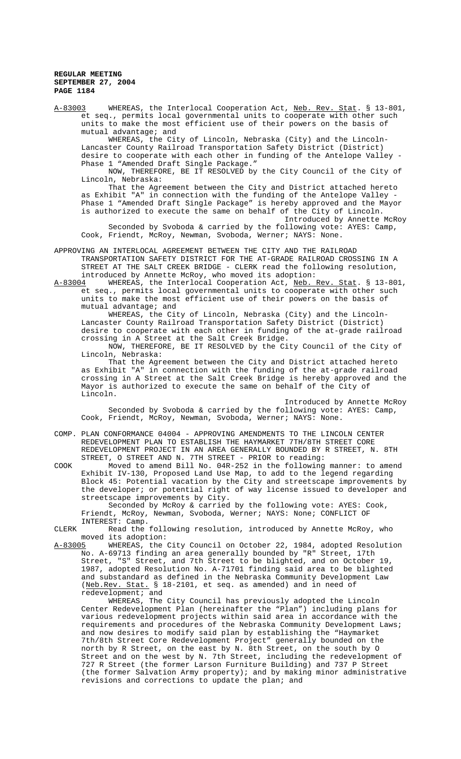A-83003 WHEREAS, the Interlocal Cooperation Act, Neb. Rev. Stat. § 13-801, et seq., permits local governmental units to cooperate with other such units to make the most efficient use of their powers on the basis of mutual advantage; and

WHEREAS, the City of Lincoln, Nebraska (City) and the Lincoln-Lancaster County Railroad Transportation Safety District (District) desire to cooperate with each other in funding of the Antelope Valley - Phase 1 "Amended Draft Single Package."

NOW, THEREFORE, BE IT RESOLVED by the City Council of the City of Lincoln, Nebraska:

That the Agreement between the City and District attached hereto as Exhibit "A" in connection with the funding of the Antelope Valley - Phase 1 "Amended Draft Single Package" is hereby approved and the Mayor is authorized to execute the same on behalf of the City of Lincoln.

Introduced by Annette McRoy

Seconded by Svoboda & carried by the following vote: AYES: Camp, Cook, Friendt, McRoy, Newman, Svoboda, Werner; NAYS: None.

APPROVING AN INTERLOCAL AGREEMENT BETWEEN THE CITY AND THE RAILROAD TRANSPORTATION SAFETY DISTRICT FOR THE AT-GRADE RAILROAD CROSSING IN A STREET AT THE SALT CREEK BRIDGE - CLERK read the following resolution, introduced by Annette McRoy, who moved its adoption:

A-83004 WHEREAS, the Interlocal Cooperation Act, Neb. Rev. Stat. § 13-801, et seq., permits local governmental units to cooperate with other such units to make the most efficient use of their powers on the basis of mutual advantage; and

WHEREAS, the City of Lincoln, Nebraska (City) and the Lincoln-Lancaster County Railroad Transportation Safety District (District) desire to cooperate with each other in funding of the at-grade railroad crossing in A Street at the Salt Creek Bridge.

NOW, THEREFORE, BE IT RESOLVED by the City Council of the City of Lincoln, Nebraska:

That the Agreement between the City and District attached hereto as Exhibit "A" in connection with the funding of the at-grade railroad crossing in A Street at the Salt Creek Bridge is hereby approved and the Mayor is authorized to execute the same on behalf of the City of Lincoln.

Introduced by Annette McRoy

Seconded by Svoboda & carried by the following vote: AYES: Camp, Cook, Friendt, McRoy, Newman, Svoboda, Werner; NAYS: None.

COMP. PLAN CONFORMANCE 04004 - APPROVING AMENDMENTS TO THE LINCOLN CENTER REDEVELOPMENT PLAN TO ESTABLISH THE HAYMARKET 7TH/8TH STREET CORE REDEVELOPMENT PROJECT IN AN AREA GENERALLY BOUNDED BY R STREET, N. 8TH STREET, O STREET AND N. 7TH STREET - PRIOR to reading:

COOK Moved to amend Bill No. 04R-252 in the following manner: to amend Exhibit IV-130, Proposed Land Use Map, to add to the legend regarding Block 45: Potential vacation by the City and streetscape improvements by the developer; or potential right of way license issued to developer and streetscape improvements by City.

Seconded by McRoy & carried by the following vote: AYES: Cook, Friendt, McRoy, Newman, Svoboda, Werner; NAYS: None; CONFLICT OF INTEREST: Camp.

CLERK Read the following resolution, introduced by Annette McRoy, who moved its adoption:

A-83005 WHEREAS, the City Council on October 22, 1984, adopted Resolution No. A-69713 finding an area generally bounded by "R" Street, 17th Street, "S" Street, and 7th Street to be blighted, and on October 19, 1987, adopted Resolution No. A-71701 finding said area to be blighted and substandard as defined in the Nebraska Community Development Law (Neb.Rev. Stat. § 18-2101, et seq. as amended) and in need of redevelopment; and

WHEREAS, The City Council has previously adopted the Lincoln Center Redevelopment Plan (hereinafter the "Plan") including plans for various redevelopment projects within said area in accordance with the requirements and procedures of the Nebraska Community Development Laws; and now desires to modify said plan by establishing the "Haymarket 7th/8th Street Core Redevelopment Project" generally bounded on the north by R Street, on the east by N. 8th Street, on the south by O Street and on the west by N. 7th Street, including the redevelopment of 727 R Street (the former Larson Furniture Building) and 737 P Street (the former Salvation Army property); and by making minor administrative revisions and corrections to update the plan; and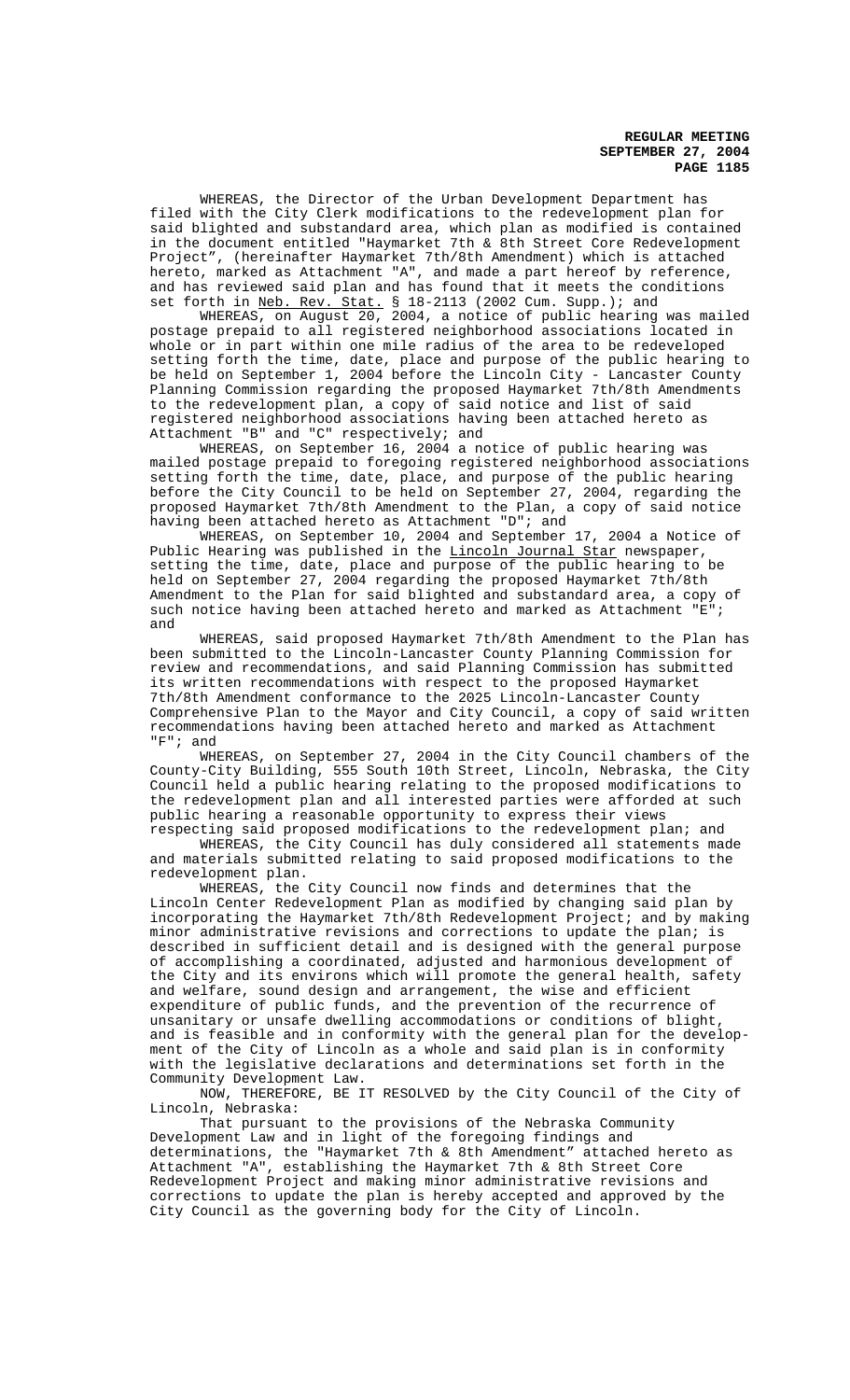WHEREAS, the Director of the Urban Development Department has filed with the City Clerk modifications to the redevelopment plan for said blighted and substandard area, which plan as modified is contained in the document entitled "Haymarket 7th & 8th Street Core Redevelopment Project", (hereinafter Haymarket 7th/8th Amendment) which is attached hereto, marked as Attachment "A", and made a part hereof by reference, and has reviewed said plan and has found that it meets the conditions set forth in Neb. Rev. Stat. § 18-2113 (2002 Cum. Supp.); and

WHEREAS, on August 20, 2004, a notice of public hearing was mailed postage prepaid to all registered neighborhood associations located in whole or in part within one mile radius of the area to be redeveloped setting forth the time, date, place and purpose of the public hearing to be held on September 1, 2004 before the Lincoln City - Lancaster County Planning Commission regarding the proposed Haymarket 7th/8th Amendments to the redevelopment plan, a copy of said notice and list of said registered neighborhood associations having been attached hereto as Attachment "B" and "C" respectively; and

WHEREAS, on September 16, 2004 a notice of public hearing was mailed postage prepaid to foregoing registered neighborhood associations setting forth the time, date, place, and purpose of the public hearing before the City Council to be held on September 27, 2004, regarding the proposed Haymarket 7th/8th Amendment to the Plan, a copy of said notice having been attached hereto as Attachment "D"; and

WHEREAS, on September 10, 2004 and September 17, 2004 a Notice of Public Hearing was published in the Lincoln Journal Star newspaper, setting the time, date, place and purpose of the public hearing to be held on September 27, 2004 regarding the proposed Haymarket 7th/8th Amendment to the Plan for said blighted and substandard area, a copy of such notice having been attached hereto and marked as Attachment "E"; and

WHEREAS, said proposed Haymarket 7th/8th Amendment to the Plan has been submitted to the Lincoln-Lancaster County Planning Commission for review and recommendations, and said Planning Commission has submitted its written recommendations with respect to the proposed Haymarket 7th/8th Amendment conformance to the 2025 Lincoln-Lancaster County Comprehensive Plan to the Mayor and City Council, a copy of said written recommendations having been attached hereto and marked as Attachment "F"; and

WHEREAS, on September 27, 2004 in the City Council chambers of the County-City Building, 555 South 10th Street, Lincoln, Nebraska, the City Council held a public hearing relating to the proposed modifications to the redevelopment plan and all interested parties were afforded at such public hearing a reasonable opportunity to express their views respecting said proposed modifications to the redevelopment plan; and

WHEREAS, the City Council has duly considered all statements made and materials submitted relating to said proposed modifications to the redevelopment plan.

WHEREAS, the City Council now finds and determines that the Lincoln Center Redevelopment Plan as modified by changing said plan by incorporating the Haymarket 7th/8th Redevelopment Project; and by making minor administrative revisions and corrections to update the plan; is described in sufficient detail and is designed with the general purpose of accomplishing a coordinated, adjusted and harmonious development of the City and its environs which will promote the general health, safety and welfare, sound design and arrangement, the wise and efficient expenditure of public funds, and the prevention of the recurrence of unsanitary or unsafe dwelling accommodations or conditions of blight, and is feasible and in conformity with the general plan for the development of the City of Lincoln as a whole and said plan is in conformity with the legislative declarations and determinations set forth in the Community Development Law.

NOW, THEREFORE, BE IT RESOLVED by the City Council of the City of Lincoln, Nebraska:

That pursuant to the provisions of the Nebraska Community Development Law and in light of the foregoing findings and determinations, the "Haymarket 7th & 8th Amendment" attached hereto as Attachment "A", establishing the Haymarket 7th & 8th Street Core Redevelopment Project and making minor administrative revisions and corrections to update the plan is hereby accepted and approved by the City Council as the governing body for the City of Lincoln.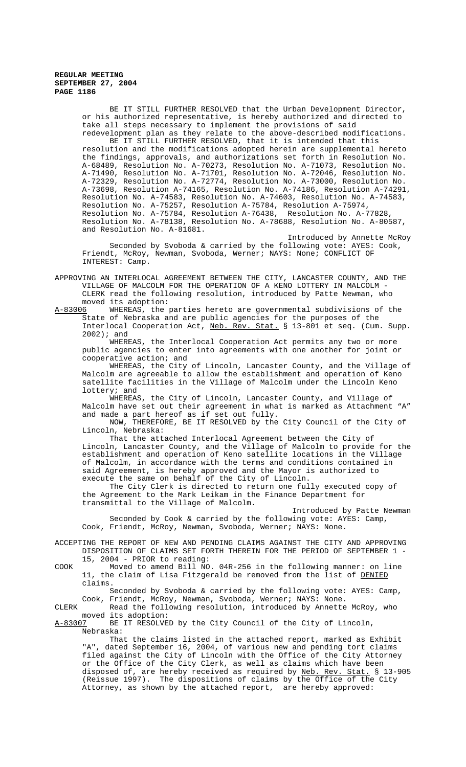BE IT STILL FURTHER RESOLVED that the Urban Development Director, or his authorized representative, is hereby authorized and directed to take all steps necessary to implement the provisions of said redevelopment plan as they relate to the above-described modifications.

BE IT STILL FURTHER RESOLVED, that it is intended that this resolution and the modifications adopted herein are supplemental hereto the findings, approvals, and authorizations set forth in Resolution No. A-68489, Resolution No. A-70273, Resolution No. A-71073, Resolution No. A-71490, Resolution No. A-71701, Resolution No. A-72046, Resolution No. A-72329, Resolution No. A-72774, Resolution No. A-73000, Resolution No. A-73698, Resolution A-74165, Resolution No. A-74186, Resolution A-74291, Resolution No. A-74583, Resolution No. A-74603, Resolution No. A-74583, Resolution No. A-75257, Resolution A-75784, Resolution A-75974, Resolution No. A-75784, Resolution A-76438, Resolution No. A-77828, Resolution No. A-78138, Resolution No. A-78688, Resolution No. A-80587, and Resolution No. A-81681.

Introduced by Annette McRoy

Seconded by Svoboda & carried by the following vote: AYES: Cook, Friendt, McRoy, Newman, Svoboda, Werner; NAYS: None; CONFLICT OF INTEREST: Camp.

APPROVING AN INTERLOCAL AGREEMENT BETWEEN THE CITY, LANCASTER COUNTY, AND THE VILLAGE OF MALCOLM FOR THE OPERATION OF A KENO LOTTERY IN MALCOLM - CLERK read the following resolution, introduced by Patte Newman, who moved its adoption:

A-83006 WHEREAS, the parties hereto are governmental subdivisions of the State of Nebraska and are public agencies for the purposes of the Interlocal Cooperation Act, Neb. Rev. Stat. § 13-801 et seq. (Cum. Supp. 2002); and

WHEREAS, the Interlocal Cooperation Act permits any two or more public agencies to enter into agreements with one another for joint or cooperative action; and

WHEREAS, the City of Lincoln, Lancaster County, and the Village of Malcolm are agreeable to allow the establishment and operation of Keno satellite facilities in the Village of Malcolm under the Lincoln Keno lottery; and

WHEREAS, the City of Lincoln, Lancaster County, and Village of Malcolm have set out their agreement in what is marked as Attachment "A" and made a part hereof as if set out fully.

NOW, THEREFORE, BE IT RESOLVED by the City Council of the City of Lincoln, Nebraska:

That the attached Interlocal Agreement between the City of Lincoln, Lancaster County, and the Village of Malcolm to provide for the establishment and operation of Keno satellite locations in the Village of Malcolm, in accordance with the terms and conditions contained in said Agreement, is hereby approved and the Mayor is authorized to execute the same on behalf of the City of Lincoln.

The City Clerk is directed to return one fully executed copy of the Agreement to the Mark Leikam in the Finance Department for transmittal to the Village of Malcolm.

Introduced by Patte Newman

Seconded by Cook & carried by the following vote: AYES: Camp, Cook, Friendt, McRoy, Newman, Svoboda, Werner; NAYS: None.

ACCEPTING THE REPORT OF NEW AND PENDING CLAIMS AGAINST THE CITY AND APPROVING DISPOSITION OF CLAIMS SET FORTH THEREIN FOR THE PERIOD OF SEPTEMBER 1 - 15, 2004 - PRIOR to reading:

COOK Moved to amend Bill NO. 04R-256 in the following manner: on line 11, the claim of Lisa Fitzgerald be removed from the list of DENIED claims.

Seconded by Svoboda & carried by the following vote: AYES: Camp, Cook, Friendt, McRoy, Newman, Svoboda, Werner; NAYS: None.

CLERK Read the following resolution, introduced by Annette McRoy, who moved its adoption:

A-83007 BE IT RESOLVED by the City Council of the City of Lincoln, Nebraska:

That the claims listed in the attached report, marked as Exhibit "A", dated September 16, 2004, of various new and pending tort claims filed against the City of Lincoln with the Office of the City Attorney or the Office of the City Clerk, as well as claims which have been disposed of, are hereby received as required by Neb. Rev. Stat. § 13-905 (Reissue 1997). The dispositions of claims by the Office of the City Attorney, as shown by the attached report, are hereby approved: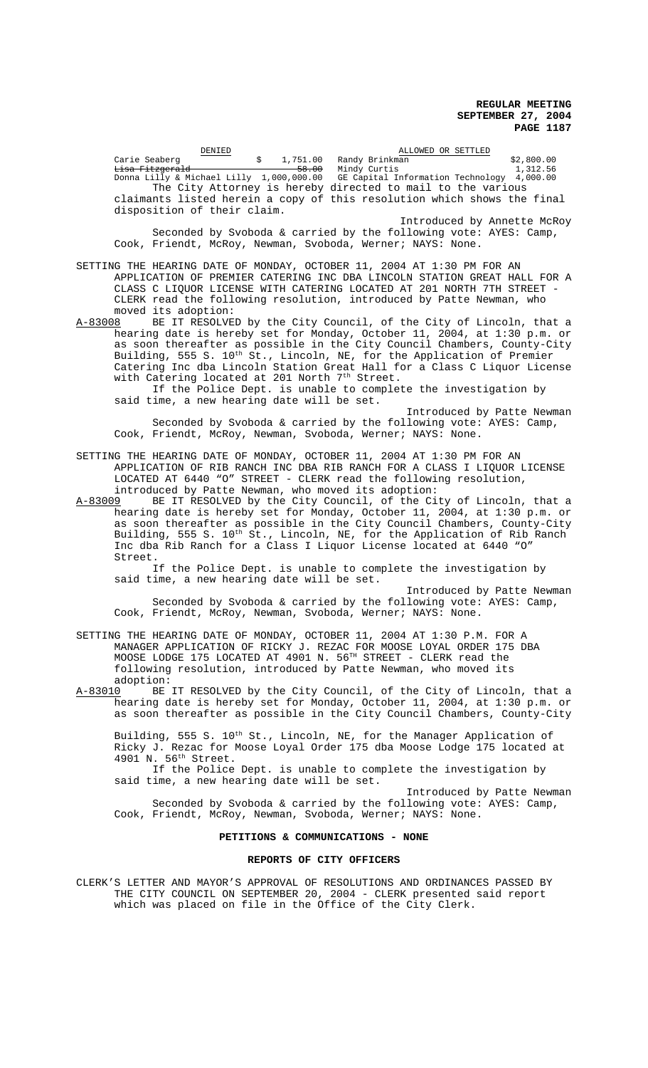| DENIED | | ALLOWED OR SETTLED | |
|---|---|---|---|
| Carie Seaberg | $ 1,751.00 | Randy Brinkman | $2,800.00 |
| ~~Lisa Fitzgerald~~ | ~~58.00~~ | Mindy Curtis | 1,312.56 |
| Donna Lilly & Michael Lilly | 1,000,000.00 | GE Capital Information Technology | 4,000.00 |

The City Attorney is hereby directed to mail to the various claimants listed herein a copy of this resolution which shows the final disposition of their claim.

Introduced by Annette McRoy

Seconded by Svoboda & carried by the following vote: AYES: Camp, Cook, Friendt, McRoy, Newman, Svoboda, Werner; NAYS: None.

SETTING THE HEARING DATE OF MONDAY, OCTOBER 11, 2004 AT 1:30 PM FOR AN APPLICATION OF PREMIER CATERING INC DBA LINCOLN STATION GREAT HALL FOR A CLASS C LIQUOR LICENSE WITH CATERING LOCATED AT 201 NORTH 7TH STREET - CLERK read the following resolution, introduced by Patte Newman, who moved its adoption:

A-83008 BE IT RESOLVED by the City Council, of the City of Lincoln, that a hearing date is hereby set for Monday, October 11, 2004, at 1:30 p.m. or as soon thereafter as possible in the City Council Chambers, County-City Building, 555 S. 10th St., Lincoln, NE, for the Application of Premier Catering Inc dba Lincoln Station Great Hall for a Class C Liquor License with Catering located at 201 North 7th Street.

If the Police Dept. is unable to complete the investigation by said time, a new hearing date will be set.

Introduced by Patte Newman

Seconded by Svoboda & carried by the following vote: AYES: Camp, Cook, Friendt, McRoy, Newman, Svoboda, Werner; NAYS: None.

SETTING THE HEARING DATE OF MONDAY, OCTOBER 11, 2004 AT 1:30 PM FOR AN APPLICATION OF RIB RANCH INC DBA RIB RANCH FOR A CLASS I LIQUOR LICENSE LOCATED AT 6440 "O" STREET - CLERK read the following resolution, introduced by Patte Newman, who moved its adoption:

A-83009 BE IT RESOLVED by the City Council, of the City of Lincoln, that a hearing date is hereby set for Monday, October 11, 2004, at 1:30 p.m. or as soon thereafter as possible in the City Council Chambers, County-City Building, 555 S. 10th St., Lincoln, NE, for the Application of Rib Ranch Inc dba Rib Ranch for a Class I Liquor License located at 6440 "O" Street.

If the Police Dept. is unable to complete the investigation by said time, a new hearing date will be set.

Introduced by Patte Newman

Seconded by Svoboda & carried by the following vote: AYES: Camp, Cook, Friendt, McRoy, Newman, Svoboda, Werner; NAYS: None.

SETTING THE HEARING DATE OF MONDAY, OCTOBER 11, 2004 AT 1:30 P.M. FOR A MANAGER APPLICATION OF RICKY J. REZAC FOR MOOSE LOYAL ORDER 175 DBA MOOSE LODGE 175 LOCATED AT 4901 N. 56TH STREET - CLERK read the following resolution, introduced by Patte Newman, who moved its adoption:

A-83010 BE IT RESOLVED by the City Council, of the City of Lincoln, that a hearing date is hereby set for Monday, October 11, 2004, at 1:30 p.m. or as soon thereafter as possible in the City Council Chambers, County-City Building, 555 S. 10th St., Lincoln, NE, for the Manager Application of Ricky J. Rezac for Moose Loyal Order 175 dba Moose Lodge 175 located at 4901 N. 56th Street.

If the Police Dept. is unable to complete the investigation by said time, a new hearing date will be set.

Introduced by Patte Newman

Seconded by Svoboda & carried by the following vote: AYES: Camp, Cook, Friendt, McRoy, Newman, Svoboda, Werner; NAYS: None.

## PETITIONS & COMMUNICATIONS - NONE

## REPORTS OF CITY OFFICERS

CLERK'S LETTER AND MAYOR'S APPROVAL OF RESOLUTIONS AND ORDINANCES PASSED BY THE CITY COUNCIL ON SEPTEMBER 20, 2004 - CLERK presented said report which was placed on file in the Office of the City Clerk.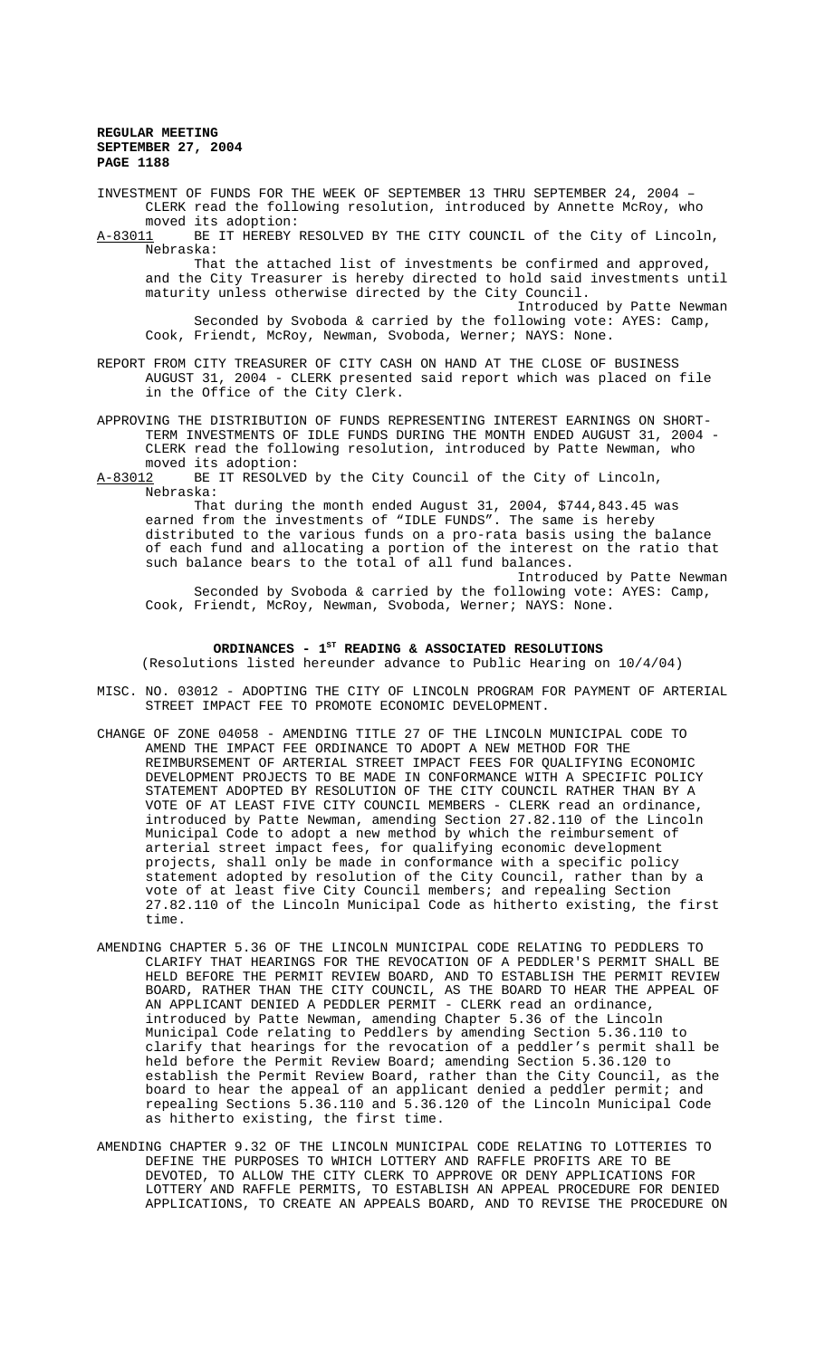INVESTMENT OF FUNDS FOR THE WEEK OF SEPTEMBER 13 THRU SEPTEMBER 24, 2004 – CLERK read the following resolution, introduced by Annette McRoy, who moved its adoption:

A-83011 BE IT HEREBY RESOLVED BY THE CITY COUNCIL of the City of Lincoln, Nebraska:

That the attached list of investments be confirmed and approved, and the City Treasurer is hereby directed to hold said investments until maturity unless otherwise directed by the City Council.

Introduced by Patte Newman

Seconded by Svoboda & carried by the following vote: AYES: Camp, Cook, Friendt, McRoy, Newman, Svoboda, Werner; NAYS: None.

REPORT FROM CITY TREASURER OF CITY CASH ON HAND AT THE CLOSE OF BUSINESS AUGUST 31, 2004 - CLERK presented said report which was placed on file in the Office of the City Clerk.

APPROVING THE DISTRIBUTION OF FUNDS REPRESENTING INTEREST EARNINGS ON SHORT-TERM INVESTMENTS OF IDLE FUNDS DURING THE MONTH ENDED AUGUST 31, 2004 - CLERK read the following resolution, introduced by Patte Newman, who moved its adoption:

A-83012 BE IT RESOLVED by the City Council of the City of Lincoln, Nebraska:

That during the month ended August 31, 2004, $744,843.45 was earned from the investments of "IDLE FUNDS". The same is hereby distributed to the various funds on a pro-rata basis using the balance of each fund and allocating a portion of the interest on the ratio that such balance bears to the total of all fund balances.

Introduced by Patte Newman

Seconded by Svoboda & carried by the following vote: AYES: Camp, Cook, Friendt, McRoy, Newman, Svoboda, Werner; NAYS: None.

## ORDINANCES - 1ST READING & ASSOCIATED RESOLUTIONS

(Resolutions listed hereunder advance to Public Hearing on 10/4/04)

MISC. NO. 03012 - ADOPTING THE CITY OF LINCOLN PROGRAM FOR PAYMENT OF ARTERIAL STREET IMPACT FEE TO PROMOTE ECONOMIC DEVELOPMENT.

CHANGE OF ZONE 04058 - AMENDING TITLE 27 OF THE LINCOLN MUNICIPAL CODE TO AMEND THE IMPACT FEE ORDINANCE TO ADOPT A NEW METHOD FOR THE REIMBURSEMENT OF ARTERIAL STREET IMPACT FEES FOR QUALIFYING ECONOMIC DEVELOPMENT PROJECTS TO BE MADE IN CONFORMANCE WITH A SPECIFIC POLICY STATEMENT ADOPTED BY RESOLUTION OF THE CITY COUNCIL RATHER THAN BY A VOTE OF AT LEAST FIVE CITY COUNCIL MEMBERS - CLERK read an ordinance, introduced by Patte Newman, amending Section 27.82.110 of the Lincoln Municipal Code to adopt a new method by which the reimbursement of arterial street impact fees, for qualifying economic development projects, shall only be made in conformance with a specific policy statement adopted by resolution of the City Council, rather than by a vote of at least five City Council members; and repealing Section 27.82.110 of the Lincoln Municipal Code as hitherto existing, the first time.

AMENDING CHAPTER 5.36 OF THE LINCOLN MUNICIPAL CODE RELATING TO PEDDLERS TO CLARIFY THAT HEARINGS FOR THE REVOCATION OF A PEDDLER'S PERMIT SHALL BE HELD BEFORE THE PERMIT REVIEW BOARD, AND TO ESTABLISH THE PERMIT REVIEW BOARD, RATHER THAN THE CITY COUNCIL, AS THE BOARD TO HEAR THE APPEAL OF AN APPLICANT DENIED A PEDDLER PERMIT - CLERK read an ordinance, introduced by Patte Newman, amending Chapter 5.36 of the Lincoln Municipal Code relating to Peddlers by amending Section 5.36.110 to clarify that hearings for the revocation of a peddler's permit shall be held before the Permit Review Board; amending Section 5.36.120 to establish the Permit Review Board, rather than the City Council, as the board to hear the appeal of an applicant denied a peddler permit; and repealing Sections 5.36.110 and 5.36.120 of the Lincoln Municipal Code as hitherto existing, the first time.

AMENDING CHAPTER 9.32 OF THE LINCOLN MUNICIPAL CODE RELATING TO LOTTERIES TO DEFINE THE PURPOSES TO WHICH LOTTERY AND RAFFLE PROFITS ARE TO BE DEVOTED, TO ALLOW THE CITY CLERK TO APPROVE OR DENY APPLICATIONS FOR LOTTERY AND RAFFLE PERMITS, TO ESTABLISH AN APPEAL PROCEDURE FOR DENIED APPLICATIONS, TO CREATE AN APPEALS BOARD, AND TO REVISE THE PROCEDURE ON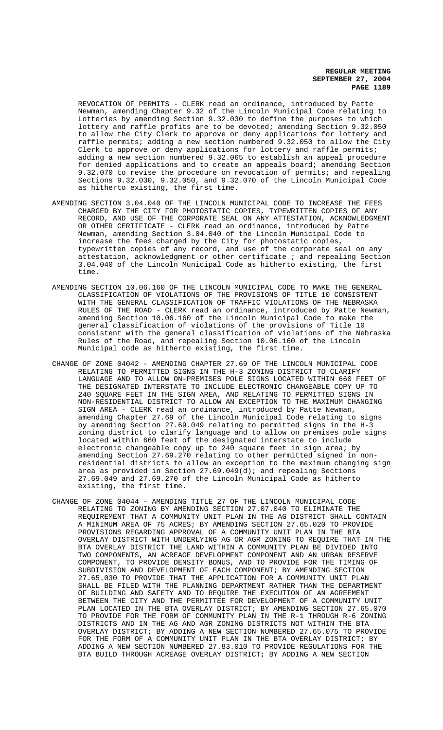REVOCATION OF PERMITS - CLERK read an ordinance, introduced by Patte Newman, amending Chapter 9.32 of the Lincoln Municipal Code relating to Lotteries by amending Section 9.32.030 to define the purposes to which lottery and raffle profits are to be devoted; amending Section 9.32.050 to allow the City Clerk to approve or deny applications for lottery and raffle permits; adding a new section numbered 9.32.050 to allow the City Clerk to approve or deny applications for lottery and raffle permits; adding a new section numbered 9.32.065 to establish an appeal procedure for denied applications and to create an appeals board; amending Section 9.32.070 to revise the procedure on revocation of permits; and repealing Sections 9.32.030, 9.32.050, and 9.32.070 of the Lincoln Municipal Code as hitherto existing, the first time.

AMENDING SECTION 3.04.040 OF THE LINCOLN MUNICIPAL CODE TO INCREASE THE FEES CHARGED BY THE CITY FOR PHOTOSTATIC COPIES, TYPEWRITTEN COPIES OF ANY RECORD, AND USE OF THE CORPORATE SEAL ON ANY ATTESTATION, ACKNOWLEDGMENT OR OTHER CERTIFICATE - CLERK read an ordinance, introduced by Patte Newman, amending Section 3.04.040 of the Lincoln Municipal Code to increase the fees charged by the City for photostatic copies, typewritten copies of any record, and use of the corporate seal on any attestation, acknowledgment or other certificate ; and repealing Section 3.04.040 of the Lincoln Municipal Code as hitherto existing, the first time.

AMENDING SECTION 10.06.160 OF THE LINCOLN MUNICIPAL CODE TO MAKE THE GENERAL CLASSIFICATION OF VIOLATIONS OF THE PROVISIONS OF TITLE 10 CONSISTENT WITH THE GENERAL CLASSIFICATION OF TRAFFIC VIOLATIONS OF THE NEBRASKA RULES OF THE ROAD - CLERK read an ordinance, introduced by Patte Newman, amending Section 10.06.160 of the Lincoln Municipal Code to make the general classification of violations of the provisions of Title 10 consistent with the general classification of violations of the Nebraska Rules of the Road, and repealing Section 10.06.160 of the Lincoln Municipal code as hitherto existing, the first time.

CHANGE OF ZONE 04042 - AMENDING CHAPTER 27.69 OF THE LINCOLN MUNICIPAL CODE RELATING TO PERMITTED SIGNS IN THE H-3 ZONING DISTRICT TO CLARIFY LANGUAGE AND TO ALLOW ON-PREMISES POLE SIGNS LOCATED WITHIN 660 FEET OF THE DESIGNATED INTERSTATE TO INCLUDE ELECTRONIC CHANGEABLE COPY UP TO 240 SQUARE FEET IN THE SIGN AREA, AND RELATING TO PERMITTED SIGNS IN NON-RESIDENTIAL DISTRICT TO ALLOW AN EXCEPTION TO THE MAXIMUM CHANGING SIGN AREA - CLERK read an ordinance, introduced by Patte Newman, amending Chapter 27.69 of the Lincoln Municipal Code relating to signs by amending Section 27.69.049 relating to permitted signs in the H-3 zoning district to clarify language and to allow on premises pole signs located within 660 feet of the designated interstate to include electronic changeable copy up to 240 square feet in sign area; by amending Section 27.69.270 relating to other permitted signed in non-residential districts to allow an exception to the maximum changing sign area as provided in Section 27.69.049(d); and repealing Sections 27.69.049 and 27.69.270 of the Lincoln Municipal Code as hitherto existing, the first time.

CHANGE OF ZONE 04044 - AMENDING TITLE 27 OF THE LINCOLN MUNICIPAL CODE RELATING TO ZONING BY AMENDING SECTION 27.07.040 TO ELIMINATE THE REQUIREMENT THAT A COMMUNITY UNIT PLAN IN THE AG DISTRICT SHALL CONTAIN A MINIMUM AREA OF 75 ACRES; BY AMENDING SECTION 27.65.020 TO PROVIDE PROVISIONS REGARDING APPROVAL OF A COMMUNITY UNIT PLAN IN THE BTA OVERLAY DISTRICT WITH UNDERLYING AG OR AGR ZONING TO REQUIRE THAT IN THE BTA OVERLAY DISTRICT THE LAND WITHIN A COMMUNITY PLAN BE DIVIDED INTO TWO COMPONENTS, AN ACREAGE DEVELOPMENT COMPONENT AND AN URBAN RESERVE COMPONENT, TO PROVIDE DENSITY BONUS, AND TO PROVIDE FOR THE TIMING OF SUBDIVISION AND DEVELOPMENT OF EACH COMPONENT; BY AMENDING SECTION 27.65.030 TO PROVIDE THAT THE APPLICATION FOR A COMMUNITY UNIT PLAN SHALL BE FILED WITH THE PLANNING DEPARTMENT RATHER THAN THE DEPARTMENT OF BUILDING AND SAFETY AND TO REQUIRE THE EXECUTION OF AN AGREEMENT BETWEEN THE CITY AND THE PERMITTEE FOR DEVELOPMENT OF A COMMUNITY UNIT PLAN LOCATED IN THE BTA OVERLAY DISTRICT; BY AMENDING SECTION 27.65.070 TO PROVIDE FOR THE FORM OF COMMUNITY PLAN IN THE R-1 THROUGH R-6 ZONING DISTRICTS AND IN THE AG AND AGR ZONING DISTRICTS NOT WITHIN THE BTA OVERLAY DISTRICT; BY ADDING A NEW SECTION NUMBERED 27.65.075 TO PROVIDE FOR THE FORM OF A COMMUNITY UNIT PLAN IN THE BTA OVERLAY DISTRICT; BY ADDING A NEW SECTION NUMBERED 27.83.010 TO PROVIDE REGULATIONS FOR THE BTA BUILD THROUGH ACREAGE OVERLAY DISTRICT; BY ADDING A NEW SECTION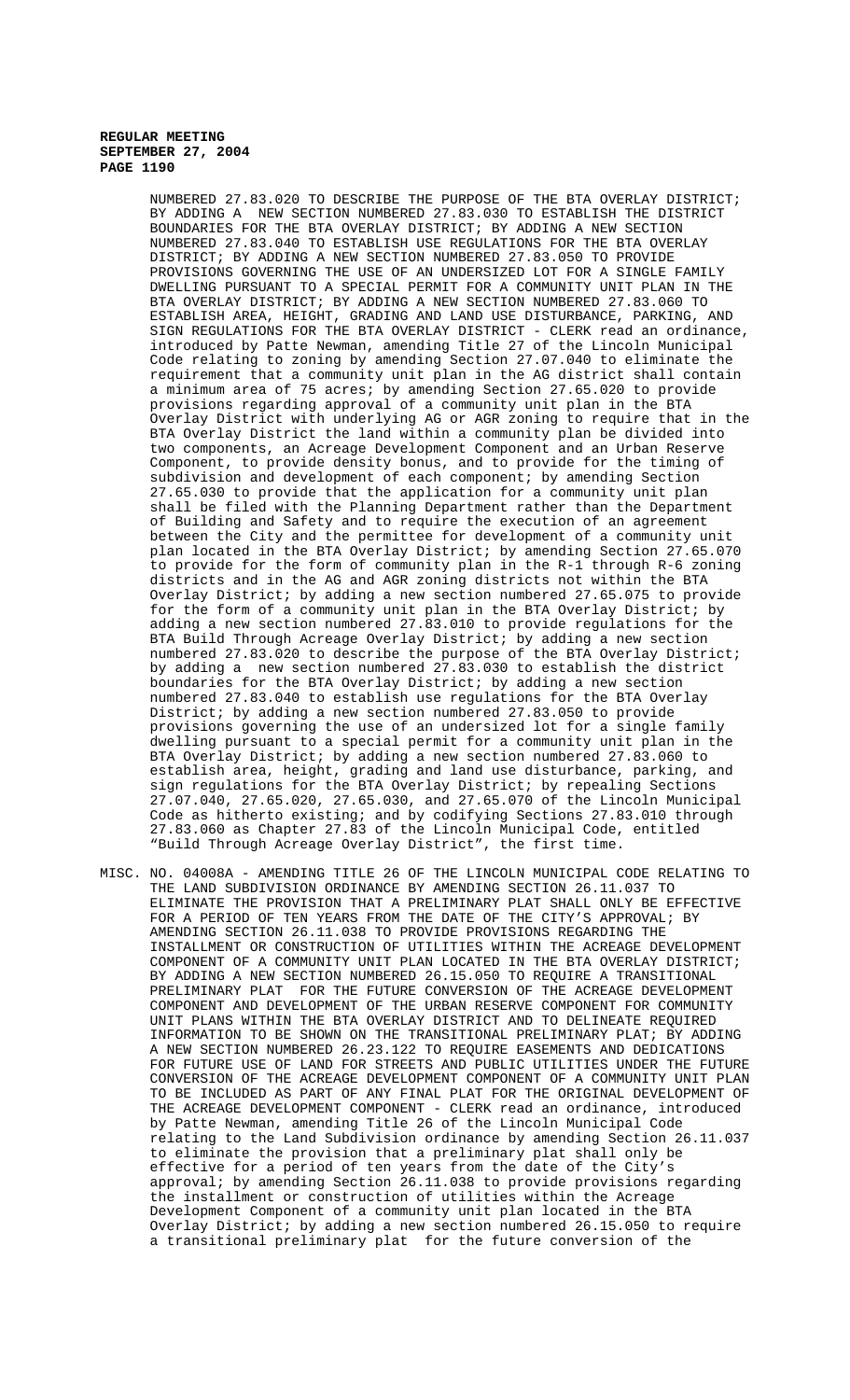NUMBERED 27.83.020 TO DESCRIBE THE PURPOSE OF THE BTA OVERLAY DISTRICT; BY ADDING A NEW SECTION NUMBERED 27.83.030 TO ESTABLISH THE DISTRICT BOUNDARIES FOR THE BTA OVERLAY DISTRICT; BY ADDING A NEW SECTION NUMBERED 27.83.040 TO ESTABLISH USE REGULATIONS FOR THE BTA OVERLAY DISTRICT; BY ADDING A NEW SECTION NUMBERED 27.83.050 TO PROVIDE PROVISIONS GOVERNING THE USE OF AN UNDERSIZED LOT FOR A SINGLE FAMILY DWELLING PURSUANT TO A SPECIAL PERMIT FOR A COMMUNITY UNIT PLAN IN THE BTA OVERLAY DISTRICT; BY ADDING A NEW SECTION NUMBERED 27.83.060 TO ESTABLISH AREA, HEIGHT, GRADING AND LAND USE DISTURBANCE, PARKING, AND SIGN REGULATIONS FOR THE BTA OVERLAY DISTRICT - CLERK read an ordinance, introduced by Patte Newman, amending Title 27 of the Lincoln Municipal Code relating to zoning by amending Section 27.07.040 to eliminate the requirement that a community unit plan in the AG district shall contain a minimum area of 75 acres; by amending Section 27.65.020 to provide provisions regarding approval of a community unit plan in the BTA Overlay District with underlying AG or AGR zoning to require that in the BTA Overlay District the land within a community plan be divided into two components, an Acreage Development Component and an Urban Reserve Component, to provide density bonus, and to provide for the timing of subdivision and development of each component; by amending Section 27.65.030 to provide that the application for a community unit plan shall be filed with the Planning Department rather than the Department of Building and Safety and to require the execution of an agreement between the City and the permittee for development of a community unit plan located in the BTA Overlay District; by amending Section 27.65.070 to provide for the form of community plan in the R-1 through R-6 zoning districts and in the AG and AGR zoning districts not within the BTA Overlay District; by adding a new section numbered 27.65.075 to provide for the form of a community unit plan in the BTA Overlay District; by adding a new section numbered 27.83.010 to provide regulations for the BTA Build Through Acreage Overlay District; by adding a new section numbered 27.83.020 to describe the purpose of the BTA Overlay District; by adding a new section numbered 27.83.030 to establish the district boundaries for the BTA Overlay District; by adding a new section numbered 27.83.040 to establish use regulations for the BTA Overlay District; by adding a new section numbered 27.83.050 to provide provisions governing the use of an undersized lot for a single family dwelling pursuant to a special permit for a community unit plan in the BTA Overlay District; by adding a new section numbered 27.83.060 to establish area, height, grading and land use disturbance, parking, and sign regulations for the BTA Overlay District; by repealing Sections 27.07.040, 27.65.020, 27.65.030, and 27.65.070 of the Lincoln Municipal Code as hitherto existing; and by codifying Sections 27.83.010 through 27.83.060 as Chapter 27.83 of the Lincoln Municipal Code, entitled "Build Through Acreage Overlay District", the first time.

MISC. NO. 04008A - AMENDING TITLE 26 OF THE LINCOLN MUNICIPAL CODE RELATING TO THE LAND SUBDIVISION ORDINANCE BY AMENDING SECTION 26.11.037 TO ELIMINATE THE PROVISION THAT A PRELIMINARY PLAT SHALL ONLY BE EFFECTIVE FOR A PERIOD OF TEN YEARS FROM THE DATE OF THE CITY'S APPROVAL; BY AMENDING SECTION 26.11.038 TO PROVIDE PROVISIONS REGARDING THE INSTALLMENT OR CONSTRUCTION OF UTILITIES WITHIN THE ACREAGE DEVELOPMENT COMPONENT OF A COMMUNITY UNIT PLAN LOCATED IN THE BTA OVERLAY DISTRICT; BY ADDING A NEW SECTION NUMBERED 26.15.050 TO REQUIRE A TRANSITIONAL PRELIMINARY PLAT FOR THE FUTURE CONVERSION OF THE ACREAGE DEVELOPMENT COMPONENT AND DEVELOPMENT OF THE URBAN RESERVE COMPONENT FOR COMMUNITY UNIT PLANS WITHIN THE BTA OVERLAY DISTRICT AND TO DELINEATE REQUIRED INFORMATION TO BE SHOWN ON THE TRANSITIONAL PRELIMINARY PLAT; BY ADDING A NEW SECTION NUMBERED 26.23.122 TO REQUIRE EASEMENTS AND DEDICATIONS FOR FUTURE USE OF LAND FOR STREETS AND PUBLIC UTILITIES UNDER THE FUTURE CONVERSION OF THE ACREAGE DEVELOPMENT COMPONENT OF A COMMUNITY UNIT PLAN TO BE INCLUDED AS PART OF ANY FINAL PLAT FOR THE ORIGINAL DEVELOPMENT OF THE ACREAGE DEVELOPMENT COMPONENT - CLERK read an ordinance, introduced by Patte Newman, amending Title 26 of the Lincoln Municipal Code relating to the Land Subdivision ordinance by amending Section 26.11.037 to eliminate the provision that a preliminary plat shall only be effective for a period of ten years from the date of the City's approval; by amending Section 26.11.038 to provide provisions regarding the installment or construction of utilities within the Acreage Development Component of a community unit plan located in the BTA Overlay District; by adding a new section numbered 26.15.050 to require a transitional preliminary plat for the future conversion of the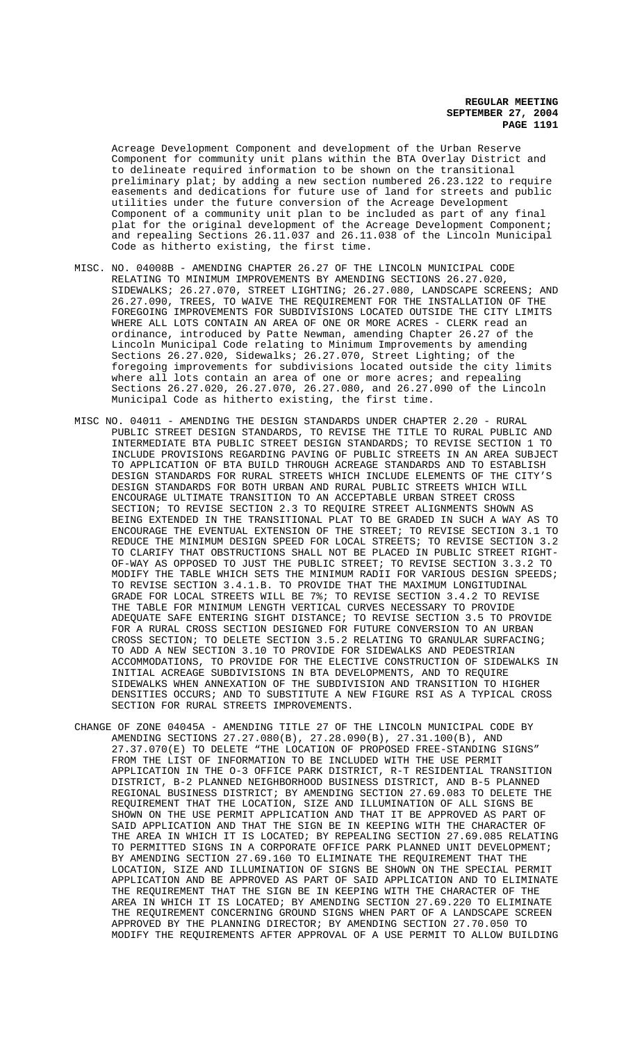Acreage Development Component and development of the Urban Reserve Component for community unit plans within the BTA Overlay District and to delineate required information to be shown on the transitional preliminary plat; by adding a new section numbered 26.23.122 to require easements and dedications for future use of land for streets and public utilities under the future conversion of the Acreage Development Component of a community unit plan to be included as part of any final plat for the original development of the Acreage Development Component; and repealing Sections 26.11.037 and 26.11.038 of the Lincoln Municipal Code as hitherto existing, the first time.

MISC. NO. 04008B - AMENDING CHAPTER 26.27 OF THE LINCOLN MUNICIPAL CODE RELATING TO MINIMUM IMPROVEMENTS BY AMENDING SECTIONS 26.27.020, SIDEWALKS; 26.27.070, STREET LIGHTING; 26.27.080, LANDSCAPE SCREENS; AND 26.27.090, TREES, TO WAIVE THE REQUIREMENT FOR THE INSTALLATION OF THE FOREGOING IMPROVEMENTS FOR SUBDIVISIONS LOCATED OUTSIDE THE CITY LIMITS WHERE ALL LOTS CONTAIN AN AREA OF ONE OR MORE ACRES - CLERK read an ordinance, introduced by Patte Newman, amending Chapter 26.27 of the Lincoln Municipal Code relating to Minimum Improvements by amending Sections 26.27.020, Sidewalks; 26.27.070, Street Lighting; of the foregoing improvements for subdivisions located outside the city limits where all lots contain an area of one or more acres; and repealing Sections 26.27.020, 26.27.070, 26.27.080, and 26.27.090 of the Lincoln Municipal Code as hitherto existing, the first time.

MISC NO. 04011 - AMENDING THE DESIGN STANDARDS UNDER CHAPTER 2.20 - RURAL PUBLIC STREET DESIGN STANDARDS, TO REVISE THE TITLE TO RURAL PUBLIC AND INTERMEDIATE BTA PUBLIC STREET DESIGN STANDARDS; TO REVISE SECTION 1 TO INCLUDE PROVISIONS REGARDING PAVING OF PUBLIC STREETS IN AN AREA SUBJECT TO APPLICATION OF BTA BUILD THROUGH ACREAGE STANDARDS AND TO ESTABLISH DESIGN STANDARDS FOR RURAL STREETS WHICH INCLUDE ELEMENTS OF THE CITY'S DESIGN STANDARDS FOR BOTH URBAN AND RURAL PUBLIC STREETS WHICH WILL ENCOURAGE ULTIMATE TRANSITION TO AN ACCEPTABLE URBAN STREET CROSS SECTION; TO REVISE SECTION 2.3 TO REQUIRE STREET ALIGNMENTS SHOWN AS BEING EXTENDED IN THE TRANSITIONAL PLAT TO BE GRADED IN SUCH A WAY AS TO ENCOURAGE THE EVENTUAL EXTENSION OF THE STREET; TO REVISE SECTION 3.1 TO REDUCE THE MINIMUM DESIGN SPEED FOR LOCAL STREETS; TO REVISE SECTION 3.2 TO CLARIFY THAT OBSTRUCTIONS SHALL NOT BE PLACED IN PUBLIC STREET RIGHT-OF-WAY AS OPPOSED TO JUST THE PUBLIC STREET; TO REVISE SECTION 3.3.2 TO MODIFY THE TABLE WHICH SETS THE MINIMUM RADII FOR VARIOUS DESIGN SPEEDS; TO REVISE SECTION 3.4.1.B. TO PROVIDE THAT THE MAXIMUM LONGITUDINAL GRADE FOR LOCAL STREETS WILL BE 7%; TO REVISE SECTION 3.4.2 TO REVISE THE TABLE FOR MINIMUM LENGTH VERTICAL CURVES NECESSARY TO PROVIDE ADEQUATE SAFE ENTERING SIGHT DISTANCE; TO REVISE SECTION 3.5 TO PROVIDE FOR A RURAL CROSS SECTION DESIGNED FOR FUTURE CONVERSION TO AN URBAN CROSS SECTION; TO DELETE SECTION 3.5.2 RELATING TO GRANULAR SURFACING; TO ADD A NEW SECTION 3.10 TO PROVIDE FOR SIDEWALKS AND PEDESTRIAN ACCOMMODATIONS, TO PROVIDE FOR THE ELECTIVE CONSTRUCTION OF SIDEWALKS IN INITIAL ACREAGE SUBDIVISIONS IN BTA DEVELOPMENTS, AND TO REQUIRE SIDEWALKS WHEN ANNEXATION OF THE SUBDIVISION AND TRANSITION TO HIGHER DENSITIES OCCURS; AND TO SUBSTITUTE A NEW FIGURE RSI AS A TYPICAL CROSS SECTION FOR RURAL STREETS IMPROVEMENTS.

CHANGE OF ZONE 04045A - AMENDING TITLE 27 OF THE LINCOLN MUNICIPAL CODE BY AMENDING SECTIONS 27.27.080(B), 27.28.090(B), 27.31.100(B), AND 27.37.070(E) TO DELETE "THE LOCATION OF PROPOSED FREE-STANDING SIGNS" FROM THE LIST OF INFORMATION TO BE INCLUDED WITH THE USE PERMIT APPLICATION IN THE O-3 OFFICE PARK DISTRICT, R-T RESIDENTIAL TRANSITION DISTRICT, B-2 PLANNED NEIGHBORHOOD BUSINESS DISTRICT, AND B-5 PLANNED REGIONAL BUSINESS DISTRICT; BY AMENDING SECTION 27.69.083 TO DELETE THE REQUIREMENT THAT THE LOCATION, SIZE AND ILLUMINATION OF ALL SIGNS BE SHOWN ON THE USE PERMIT APPLICATION AND THAT IT BE APPROVED AS PART OF SAID APPLICATION AND THAT THE SIGN BE IN KEEPING WITH THE CHARACTER OF THE AREA IN WHICH IT IS LOCATED; BY REPEALING SECTION 27.69.085 RELATING TO PERMITTED SIGNS IN A CORPORATE OFFICE PARK PLANNED UNIT DEVELOPMENT; BY AMENDING SECTION 27.69.160 TO ELIMINATE THE REQUIREMENT THAT THE LOCATION, SIZE AND ILLUMINATION OF SIGNS BE SHOWN ON THE SPECIAL PERMIT APPLICATION AND BE APPROVED AS PART OF SAID APPLICATION AND TO ELIMINATE THE REQUIREMENT THAT THE SIGN BE IN KEEPING WITH THE CHARACTER OF THE AREA IN WHICH IT IS LOCATED; BY AMENDING SECTION 27.69.220 TO ELIMINATE THE REQUIREMENT CONCERNING GROUND SIGNS WHEN PART OF A LANDSCAPE SCREEN APPROVED BY THE PLANNING DIRECTOR; BY AMENDING SECTION 27.70.050 TO MODIFY THE REQUIREMENTS AFTER APPROVAL OF A USE PERMIT TO ALLOW BUILDING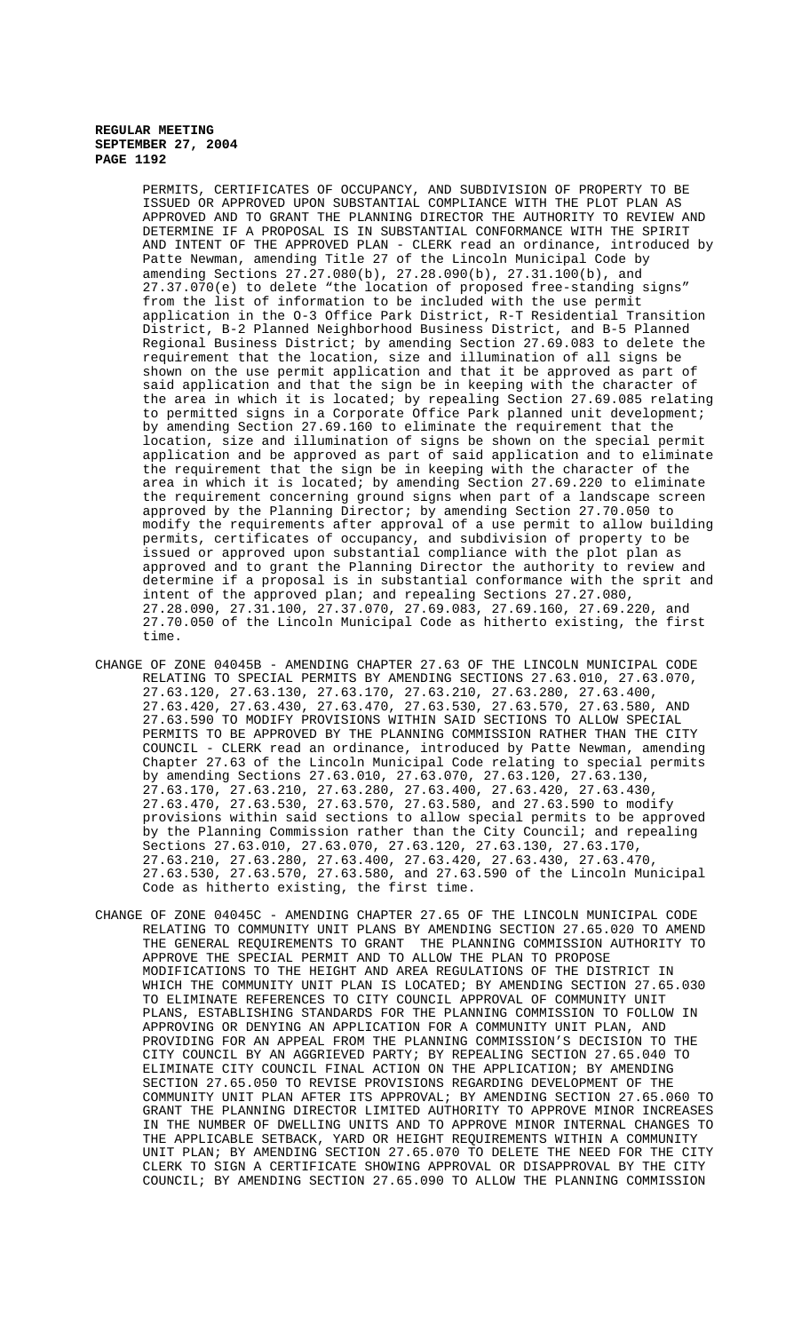PERMITS, CERTIFICATES OF OCCUPANCY, AND SUBDIVISION OF PROPERTY TO BE ISSUED OR APPROVED UPON SUBSTANTIAL COMPLIANCE WITH THE PLOT PLAN AS APPROVED AND TO GRANT THE PLANNING DIRECTOR THE AUTHORITY TO REVIEW AND DETERMINE IF A PROPOSAL IS IN SUBSTANTIAL CONFORMANCE WITH THE SPIRIT AND INTENT OF THE APPROVED PLAN - CLERK read an ordinance, introduced by Patte Newman, amending Title 27 of the Lincoln Municipal Code by amending Sections 27.27.080(b), 27.28.090(b), 27.31.100(b), and 27.37.070(e) to delete "the location of proposed free-standing signs" from the list of information to be included with the use permit application in the O-3 Office Park District, R-T Residential Transition District, B-2 Planned Neighborhood Business District, and B-5 Planned Regional Business District; by amending Section 27.69.083 to delete the requirement that the location, size and illumination of all signs be shown on the use permit application and that it be approved as part of said application and that the sign be in keeping with the character of the area in which it is located; by repealing Section 27.69.085 relating to permitted signs in a Corporate Office Park planned unit development; by amending Section 27.69.160 to eliminate the requirement that the location, size and illumination of signs be shown on the special permit application and be approved as part of said application and to eliminate the requirement that the sign be in keeping with the character of the area in which it is located; by amending Section 27.69.220 to eliminate the requirement concerning ground signs when part of a landscape screen approved by the Planning Director; by amending Section 27.70.050 to modify the requirements after approval of a use permit to allow building permits, certificates of occupancy, and subdivision of property to be issued or approved upon substantial compliance with the plot plan as approved and to grant the Planning Director the authority to review and determine if a proposal is in substantial conformance with the sprit and intent of the approved plan; and repealing Sections 27.27.080, 27.28.090, 27.31.100, 27.37.070, 27.69.083, 27.69.160, 27.69.220, and 27.70.050 of the Lincoln Municipal Code as hitherto existing, the first time.

CHANGE OF ZONE 04045B - AMENDING CHAPTER 27.63 OF THE LINCOLN MUNICIPAL CODE RELATING TO SPECIAL PERMITS BY AMENDING SECTIONS 27.63.010, 27.63.070, 27.63.120, 27.63.130, 27.63.170, 27.63.210, 27.63.280, 27.63.400, 27.63.420, 27.63.430, 27.63.470, 27.63.530, 27.63.570, 27.63.580, AND 27.63.590 TO MODIFY PROVISIONS WITHIN SAID SECTIONS TO ALLOW SPECIAL PERMITS TO BE APPROVED BY THE PLANNING COMMISSION RATHER THAN THE CITY COUNCIL - CLERK read an ordinance, introduced by Patte Newman, amending Chapter 27.63 of the Lincoln Municipal Code relating to special permits by amending Sections 27.63.010, 27.63.070, 27.63.120, 27.63.130, 27.63.170, 27.63.210, 27.63.280, 27.63.400, 27.63.420, 27.63.430, 27.63.470, 27.63.530, 27.63.570, 27.63.580, and 27.63.590 to modify provisions within said sections to allow special permits to be approved by the Planning Commission rather than the City Council; and repealing Sections 27.63.010, 27.63.070, 27.63.120, 27.63.130, 27.63.170, 27.63.210, 27.63.280, 27.63.400, 27.63.420, 27.63.430, 27.63.470, 27.63.530, 27.63.570, 27.63.580, and 27.63.590 of the Lincoln Municipal Code as hitherto existing, the first time.

CHANGE OF ZONE 04045C - AMENDING CHAPTER 27.65 OF THE LINCOLN MUNICIPAL CODE RELATING TO COMMUNITY UNIT PLANS BY AMENDING SECTION 27.65.020 TO AMEND THE GENERAL REQUIREMENTS TO GRANT THE PLANNING COMMISSION AUTHORITY TO APPROVE THE SPECIAL PERMIT AND TO ALLOW THE PLAN TO PROPOSE MODIFICATIONS TO THE HEIGHT AND AREA REGULATIONS OF THE DISTRICT IN WHICH THE COMMUNITY UNIT PLAN IS LOCATED; BY AMENDING SECTION 27.65.030 TO ELIMINATE REFERENCES TO CITY COUNCIL APPROVAL OF COMMUNITY UNIT PLANS, ESTABLISHING STANDARDS FOR THE PLANNING COMMISSION TO FOLLOW IN APPROVING OR DENYING AN APPLICATION FOR A COMMUNITY UNIT PLAN, AND PROVIDING FOR AN APPEAL FROM THE PLANNING COMMISSION'S DECISION TO THE CITY COUNCIL BY AN AGGRIEVED PARTY; BY REPEALING SECTION 27.65.040 TO ELIMINATE CITY COUNCIL FINAL ACTION ON THE APPLICATION; BY AMENDING SECTION 27.65.050 TO REVISE PROVISIONS REGARDING DEVELOPMENT OF THE COMMUNITY UNIT PLAN AFTER ITS APPROVAL; BY AMENDING SECTION 27.65.060 TO GRANT THE PLANNING DIRECTOR LIMITED AUTHORITY TO APPROVE MINOR INCREASES IN THE NUMBER OF DWELLING UNITS AND TO APPROVE MINOR INTERNAL CHANGES TO THE APPLICABLE SETBACK, YARD OR HEIGHT REQUIREMENTS WITHIN A COMMUNITY UNIT PLAN; BY AMENDING SECTION 27.65.070 TO DELETE THE NEED FOR THE CITY CLERK TO SIGN A CERTIFICATE SHOWING APPROVAL OR DISAPPROVAL BY THE CITY COUNCIL; BY AMENDING SECTION 27.65.090 TO ALLOW THE PLANNING COMMISSION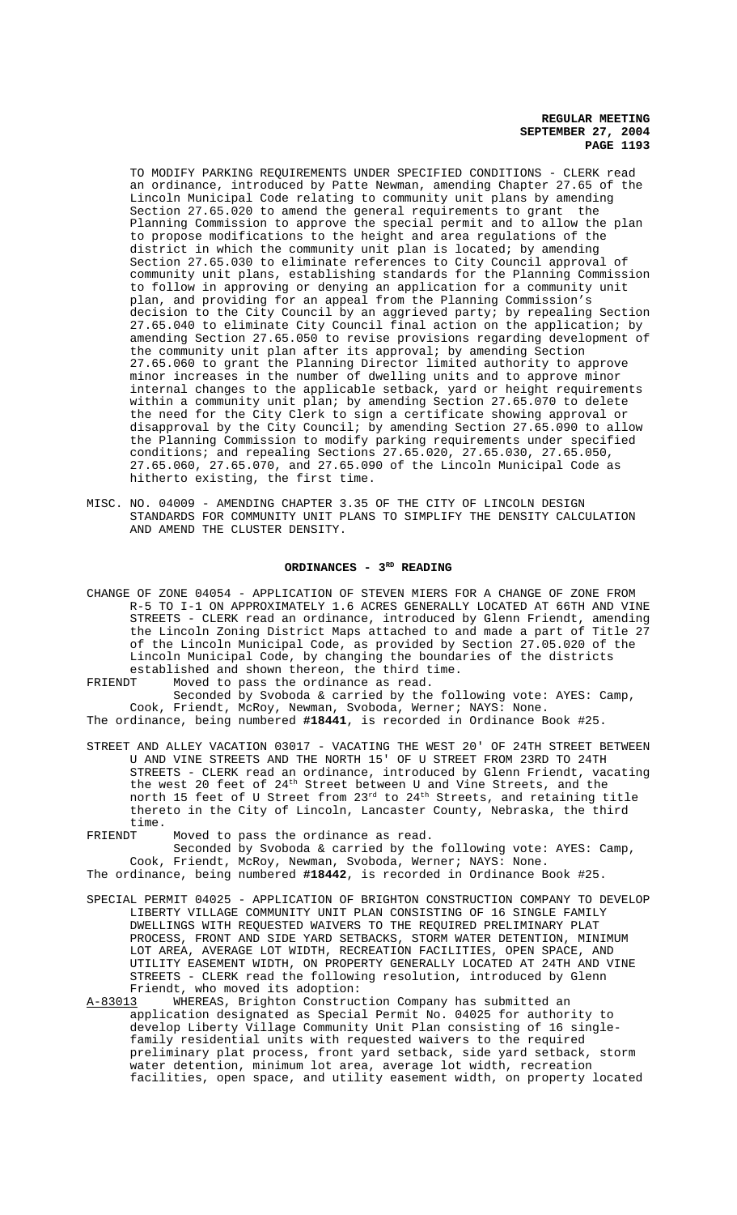TO MODIFY PARKING REQUIREMENTS UNDER SPECIFIED CONDITIONS - CLERK read an ordinance, introduced by Patte Newman, amending Chapter 27.65 of the Lincoln Municipal Code relating to community unit plans by amending Section 27.65.020 to amend the general requirements to grant the Planning Commission to approve the special permit and to allow the plan to propose modifications to the height and area regulations of the district in which the community unit plan is located; by amending Section 27.65.030 to eliminate references to City Council approval of community unit plans, establishing standards for the Planning Commission to follow in approving or denying an application for a community unit plan, and providing for an appeal from the Planning Commission's decision to the City Council by an aggrieved party; by repealing Section 27.65.040 to eliminate City Council final action on the application; by amending Section 27.65.050 to revise provisions regarding development of the community unit plan after its approval; by amending Section 27.65.060 to grant the Planning Director limited authority to approve minor increases in the number of dwelling units and to approve minor internal changes to the applicable setback, yard or height requirements within a community unit plan; by amending Section 27.65.070 to delete the need for the City Clerk to sign a certificate showing approval or disapproval by the City Council; by amending Section 27.65.090 to allow the Planning Commission to modify parking requirements under specified conditions; and repealing Sections 27.65.020, 27.65.030, 27.65.050, 27.65.060, 27.65.070, and 27.65.090 of the Lincoln Municipal Code as hitherto existing, the first time.

MISC. NO. 04009 - AMENDING CHAPTER 3.35 OF THE CITY OF LINCOLN DESIGN STANDARDS FOR COMMUNITY UNIT PLANS TO SIMPLIFY THE DENSITY CALCULATION AND AMEND THE CLUSTER DENSITY.

## ORDINANCES - 3RD READING

CHANGE OF ZONE 04054 - APPLICATION OF STEVEN MIERS FOR A CHANGE OF ZONE FROM R-5 TO I-1 ON APPROXIMATELY 1.6 ACRES GENERALLY LOCATED AT 66TH AND VINE STREETS - CLERK read an ordinance, introduced by Glenn Friendt, amending the Lincoln Zoning District Maps attached to and made a part of Title 27 of the Lincoln Municipal Code, as provided by Section 27.05.020 of the Lincoln Municipal Code, by changing the boundaries of the districts established and shown thereon, the third time.

FRIENDT Moved to pass the ordinance as read.

Seconded by Svoboda & carried by the following vote: AYES: Camp, Cook, Friendt, McRoy, Newman, Svoboda, Werner; NAYS: None.

The ordinance, being numbered **#18441**, is recorded in Ordinance Book #25.

STREET AND ALLEY VACATION 03017 - VACATING THE WEST 20' OF 24TH STREET BETWEEN U AND VINE STREETS AND THE NORTH 15' OF U STREET FROM 23RD TO 24TH STREETS - CLERK read an ordinance, introduced by Glenn Friendt, vacating the west 20 feet of 24th Street between U and Vine Streets, and the north 15 feet of U Street from 23rd to 24th Streets, and retaining title thereto in the City of Lincoln, Lancaster County, Nebraska, the third time.

FRIENDT Moved to pass the ordinance as read.

Seconded by Svoboda & carried by the following vote: AYES: Camp, Cook, Friendt, McRoy, Newman, Svoboda, Werner; NAYS: None.

The ordinance, being numbered **#18442**, is recorded in Ordinance Book #25.

SPECIAL PERMIT 04025 - APPLICATION OF BRIGHTON CONSTRUCTION COMPANY TO DEVELOP LIBERTY VILLAGE COMMUNITY UNIT PLAN CONSISTING OF 16 SINGLE FAMILY DWELLINGS WITH REQUESTED WAIVERS TO THE REQUIRED PRELIMINARY PLAT PROCESS, FRONT AND SIDE YARD SETBACKS, STORM WATER DETENTION, MINIMUM LOT AREA, AVERAGE LOT WIDTH, RECREATION FACILITIES, OPEN SPACE, AND UTILITY EASEMENT WIDTH, ON PROPERTY GENERALLY LOCATED AT 24TH AND VINE STREETS - CLERK read the following resolution, introduced by Glenn Friendt, who moved its adoption:

A-83013 WHEREAS, Brighton Construction Company has submitted an application designated as Special Permit No. 04025 for authority to develop Liberty Village Community Unit Plan consisting of 16 single-family residential units with requested waivers to the required preliminary plat process, front yard setback, side yard setback, storm water detention, minimum lot area, average lot width, recreation facilities, open space, and utility easement width, on property located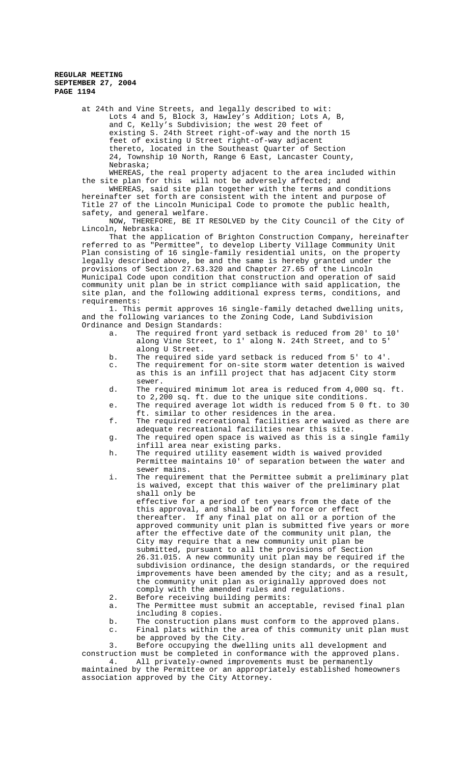at 24th and Vine Streets, and legally described to wit:

Lots 4 and 5, Block 3, Hawley's Addition; Lots A, B, and C, Kelly's Subdivision; the west 20 feet of existing S. 24th Street right-of-way and the north 15 feet of existing U Street right-of-way adjacent thereto, located in the Southeast Quarter of Section 24, Township 10 North, Range 6 East, Lancaster County, Nebraska;

WHEREAS, the real property adjacent to the area included within the site plan for this will not be adversely affected; and

WHEREAS, said site plan together with the terms and conditions hereinafter set forth are consistent with the intent and purpose of Title 27 of the Lincoln Municipal Code to promote the public health, safety, and general welfare.

NOW, THEREFORE, BE IT RESOLVED by the City Council of the City of Lincoln, Nebraska:

That the application of Brighton Construction Company, hereinafter referred to as "Permittee", to develop Liberty Village Community Unit Plan consisting of 16 single-family residential units, on the property legally described above, be and the same is hereby granted under the provisions of Section 27.63.320 and Chapter 27.65 of the Lincoln Municipal Code upon condition that construction and operation of said community unit plan be in strict compliance with said application, the site plan, and the following additional express terms, conditions, and requirements:

1. This permit approves 16 single-family detached dwelling units, and the following variances to the Zoning Code, Land Subdivision Ordinance and Design Standards:
   a. The required front yard setback is reduced from 20' to 10' along Vine Street, to 1' along N. 24th Street, and to 5' along U Street.
   b. The required side yard setback is reduced from 5' to 4'.
   c. The requirement for on-site storm water detention is waived as this is an infill project that has adjacent City storm sewer.
   d. The required minimum lot area is reduced from 4,000 sq. ft. to 2,200 sq. ft. due to the unique site conditions.
   e. The required average lot width is reduced from 5 0 ft. to 30 ft. similar to other residences in the area.
   f. The required recreational facilities are waived as there are adequate recreational facilities near this site.
   g. The required open space is waived as this is a single family infill area near existing parks.
   h. The required utility easement width is waived provided Permittee maintains 10' of separation between the water and sewer mains.
   i. The requirement that the Permittee submit a preliminary plat is waived, except that this waiver of the preliminary plat shall only be effective for a period of ten years from the date of the this approval, and shall be of no force or effect thereafter. If any final plat on all or a portion of the approved community unit plan is submitted five years or more after the effective date of the community unit plan, the City may require that a new community unit plan be submitted, pursuant to all the provisions of Section 26.31.015. A new community unit plan may be required if the subdivision ordinance, the design standards, or the required improvements have been amended by the city; and as a result, the community unit plan as originally approved does not comply with the amended rules and regulations.
2. Before receiving building permits:
   a. The Permittee must submit an acceptable, revised final plan including 8 copies.
   b. The construction plans must conform to the approved plans.
   c. Final plats within the area of this community unit plan must be approved by the City.
3. Before occupying the dwelling units all development and construction must be completed in conformance with the approved plans.
4. All privately-owned improvements must be permanently maintained by the Permittee or an appropriately established homeowners association approved by the City Attorney.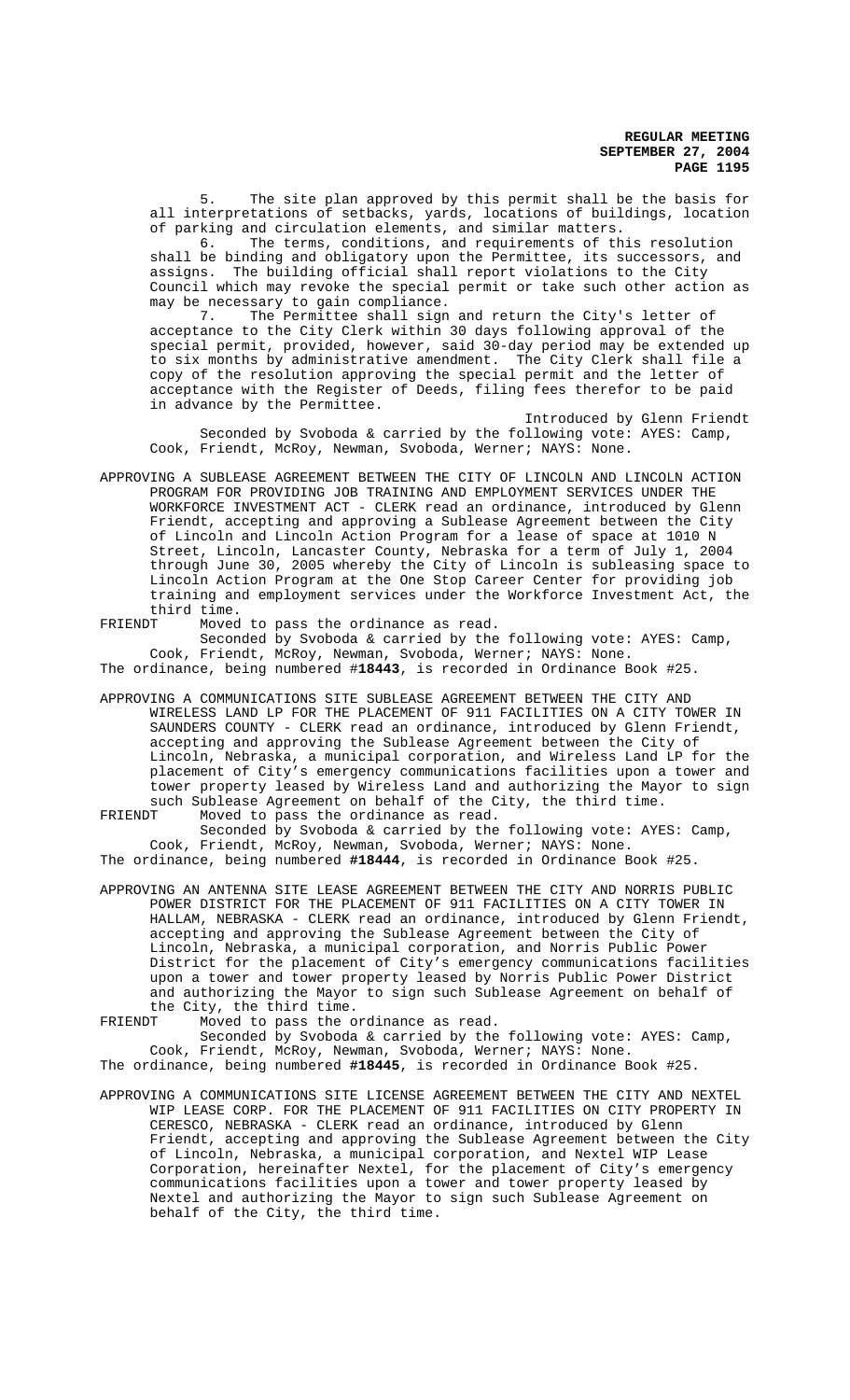5. The site plan approved by this permit shall be the basis for all interpretations of setbacks, yards, locations of buildings, location of parking and circulation elements, and similar matters.

6. The terms, conditions, and requirements of this resolution shall be binding and obligatory upon the Permittee, its successors, and assigns. The building official shall report violations to the City Council which may revoke the special permit or take such other action as may be necessary to gain compliance.

7. The Permittee shall sign and return the City's letter of acceptance to the City Clerk within 30 days following approval of the special permit, provided, however, said 30-day period may be extended up to six months by administrative amendment. The City Clerk shall file a copy of the resolution approving the special permit and the letter of acceptance with the Register of Deeds, filing fees therefor to be paid in advance by the Permittee.

Introduced by Glenn Friendt

Seconded by Svoboda & carried by the following vote: AYES: Camp, Cook, Friendt, McRoy, Newman, Svoboda, Werner; NAYS: None.

APPROVING A SUBLEASE AGREEMENT BETWEEN THE CITY OF LINCOLN AND LINCOLN ACTION PROGRAM FOR PROVIDING JOB TRAINING AND EMPLOYMENT SERVICES UNDER THE WORKFORCE INVESTMENT ACT - CLERK read an ordinance, introduced by Glenn Friendt, accepting and approving a Sublease Agreement between the City of Lincoln and Lincoln Action Program for a lease of space at 1010 N Street, Lincoln, Lancaster County, Nebraska for a term of July 1, 2004 through June 30, 2005 whereby the City of Lincoln is subleasing space to Lincoln Action Program at the One Stop Career Center for providing job training and employment services under the Workforce Investment Act, the third time.

FRIENDT Moved to pass the ordinance as read.

Seconded by Svoboda & carried by the following vote: AYES: Camp, Cook, Friendt, McRoy, Newman, Svoboda, Werner; NAYS: None.

The ordinance, being numbered **#18443**, is recorded in Ordinance Book #25.

APPROVING A COMMUNICATIONS SITE SUBLEASE AGREEMENT BETWEEN THE CITY AND WIRELESS LAND LP FOR THE PLACEMENT OF 911 FACILITIES ON A CITY TOWER IN SAUNDERS COUNTY - CLERK read an ordinance, introduced by Glenn Friendt, accepting and approving the Sublease Agreement between the City of Lincoln, Nebraska, a municipal corporation, and Wireless Land LP for the placement of City's emergency communications facilities upon a tower and tower property leased by Wireless Land and authorizing the Mayor to sign such Sublease Agreement on behalf of the City, the third time.

FRIENDT Moved to pass the ordinance as read.

Seconded by Svoboda & carried by the following vote: AYES: Camp, Cook, Friendt, McRoy, Newman, Svoboda, Werner; NAYS: None.

The ordinance, being numbered **#18444**, is recorded in Ordinance Book #25.

APPROVING AN ANTENNA SITE LEASE AGREEMENT BETWEEN THE CITY AND NORRIS PUBLIC POWER DISTRICT FOR THE PLACEMENT OF 911 FACILITIES ON A CITY TOWER IN HALLAM, NEBRASKA - CLERK read an ordinance, introduced by Glenn Friendt, accepting and approving the Sublease Agreement between the City of Lincoln, Nebraska, a municipal corporation, and Norris Public Power District for the placement of City's emergency communications facilities upon a tower and tower property leased by Norris Public Power District and authorizing the Mayor to sign such Sublease Agreement on behalf of the City, the third time.

FRIENDT Moved to pass the ordinance as read.

Seconded by Svoboda & carried by the following vote: AYES: Camp, Cook, Friendt, McRoy, Newman, Svoboda, Werner; NAYS: None.

The ordinance, being numbered **#18445**, is recorded in Ordinance Book #25.

APPROVING A COMMUNICATIONS SITE LICENSE AGREEMENT BETWEEN THE CITY AND NEXTEL WIP LEASE CORP. FOR THE PLACEMENT OF 911 FACILITIES ON CITY PROPERTY IN CERESCO, NEBRASKA - CLERK read an ordinance, introduced by Glenn Friendt, accepting and approving the Sublease Agreement between the City of Lincoln, Nebraska, a municipal corporation, and Nextel WIP Lease Corporation, hereinafter Nextel, for the placement of City's emergency communications facilities upon a tower and tower property leased by Nextel and authorizing the Mayor to sign such Sublease Agreement on behalf of the City, the third time.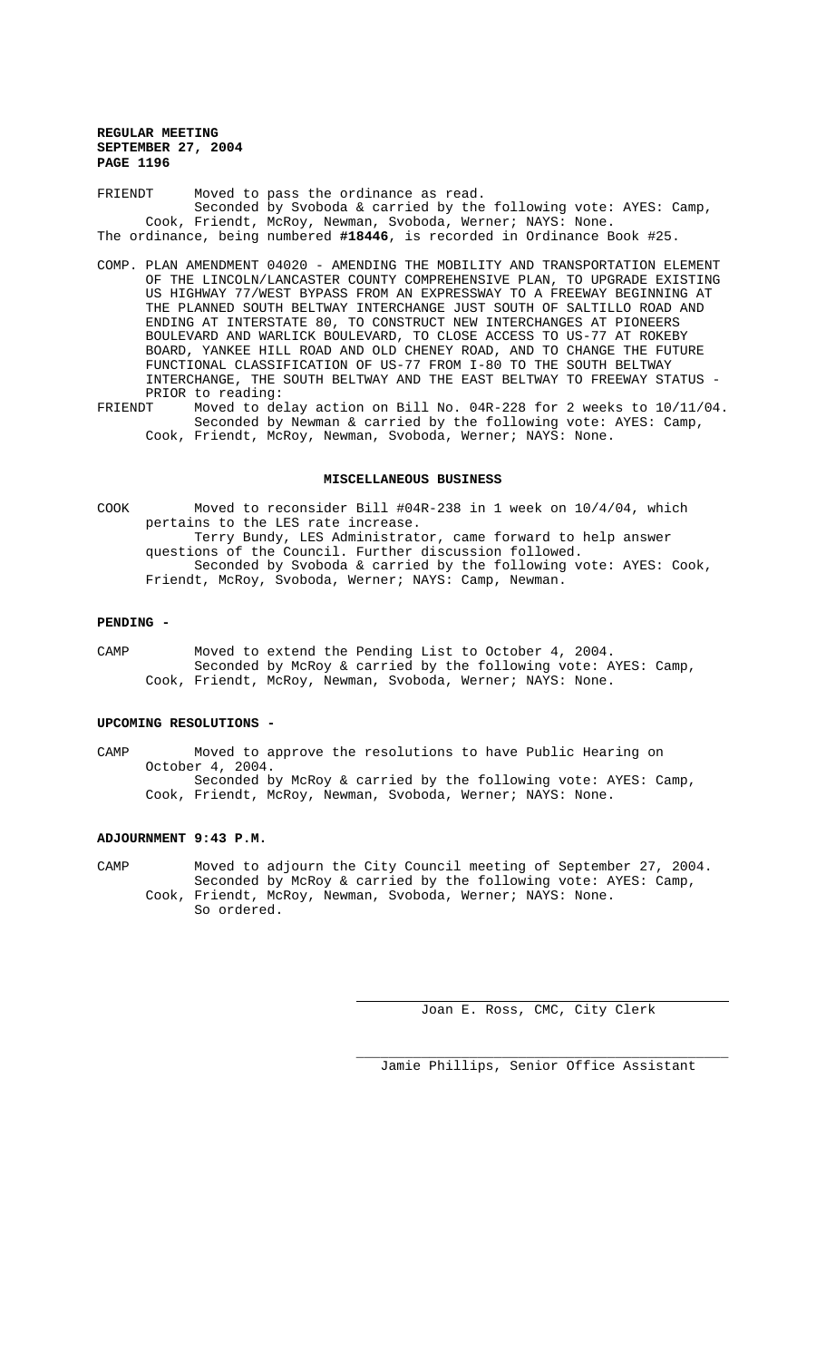FRIENDT Moved to pass the ordinance as read.
Seconded by Svoboda & carried by the following vote: AYES: Camp, Cook, Friendt, McRoy, Newman, Svoboda, Werner; NAYS: None.
The ordinance, being numbered **#18446**, is recorded in Ordinance Book #25.

COMP. PLAN AMENDMENT 04020 - AMENDING THE MOBILITY AND TRANSPORTATION ELEMENT OF THE LINCOLN/LANCASTER COUNTY COMPREHENSIVE PLAN, TO UPGRADE EXISTING US HIGHWAY 77/WEST BYPASS FROM AN EXPRESSWAY TO A FREEWAY BEGINNING AT THE PLANNED SOUTH BELTWAY INTERCHANGE JUST SOUTH OF SALTILLO ROAD AND ENDING AT INTERSTATE 80, TO CONSTRUCT NEW INTERCHANGES AT PIONEERS BOULEVARD AND WARLICK BOULEVARD, TO CLOSE ACCESS TO US-77 AT ROKEBY BOARD, YANKEE HILL ROAD AND OLD CHENEY ROAD, AND TO CHANGE THE FUTURE FUNCTIONAL CLASSIFICATION OF US-77 FROM I-80 TO THE SOUTH BELTWAY INTERCHANGE, THE SOUTH BELTWAY AND THE EAST BELTWAY TO FREEWAY STATUS - PRIOR to reading:

FRIENDT Moved to delay action on Bill No. 04R-228 for 2 weeks to 10/11/04.
Seconded by Newman & carried by the following vote: AYES: Camp, Cook, Friendt, McRoy, Newman, Svoboda, Werner; NAYS: None.

## MISCELLANEOUS BUSINESS

COOK Moved to reconsider Bill #04R-238 in 1 week on 10/4/04, which pertains to the LES rate increase.
Terry Bundy, LES Administrator, came forward to help answer questions of the Council. Further discussion followed.
Seconded by Svoboda & carried by the following vote: AYES: Cook, Friendt, McRoy, Svoboda, Werner; NAYS: Camp, Newman.

## PENDING -

CAMP Moved to extend the Pending List to October 4, 2004.
Seconded by McRoy & carried by the following vote: AYES: Camp, Cook, Friendt, McRoy, Newman, Svoboda, Werner; NAYS: None.

## UPCOMING RESOLUTIONS -

CAMP Moved to approve the resolutions to have Public Hearing on October 4, 2004.
Seconded by McRoy & carried by the following vote: AYES: Camp, Cook, Friendt, McRoy, Newman, Svoboda, Werner; NAYS: None.

## ADJOURNMENT 9:43 P.M.

CAMP Moved to adjourn the City Council meeting of September 27, 2004.
Seconded by McRoy & carried by the following vote: AYES: Camp, Cook, Friendt, McRoy, Newman, Svoboda, Werner; NAYS: None.
So ordered.

Joan E. Ross, CMC, City Clerk

Jamie Phillips, Senior Office Assistant